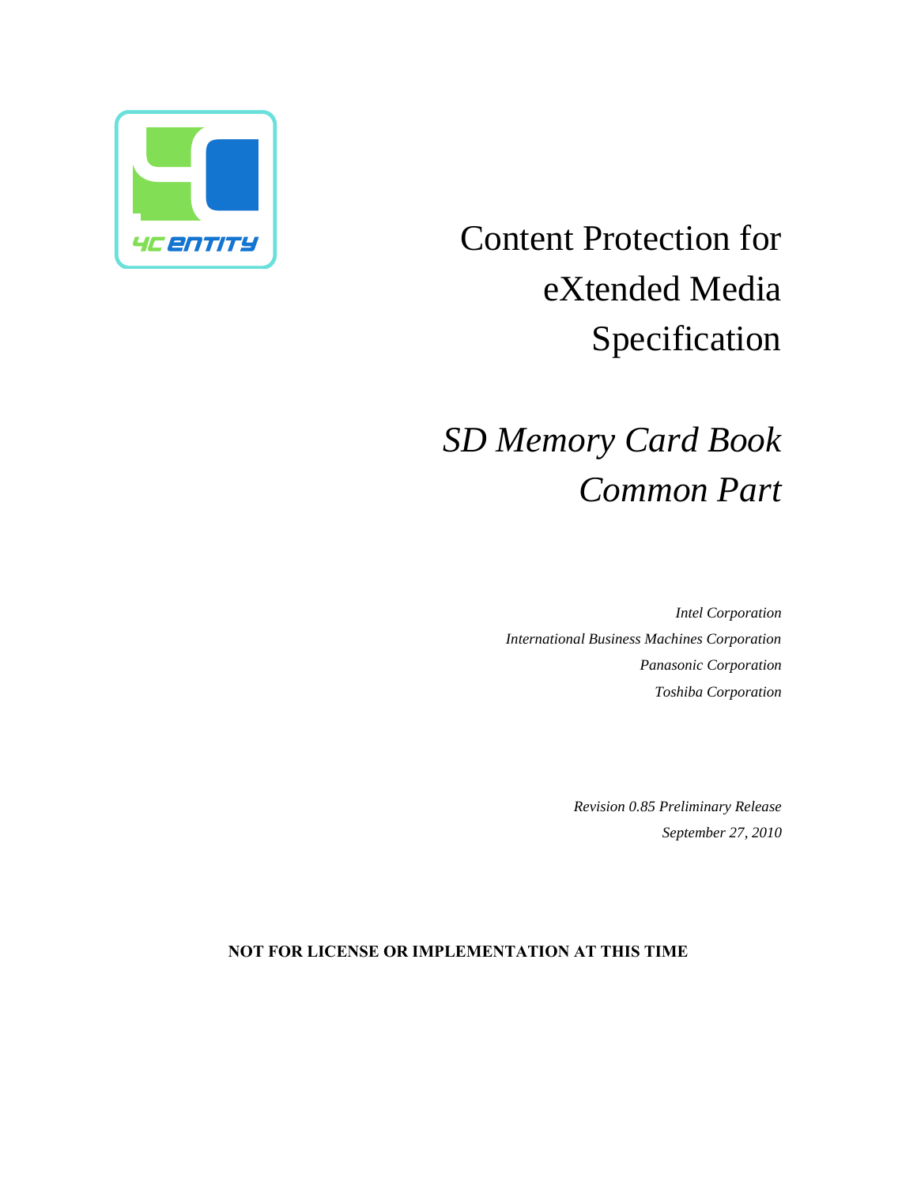# Content Protection for eXtended Media Specification

## *SD Memory Card Book Common Part*

*Intel Corporation*
*International Business Machines Corporation*
*Panasonic Corporation*
*Toshiba Corporation*

*Revision 0.85 Preliminary Release*
*September 27, 2010*

**NOT FOR LICENSE OR IMPLEMENTATION AT THIS TIME**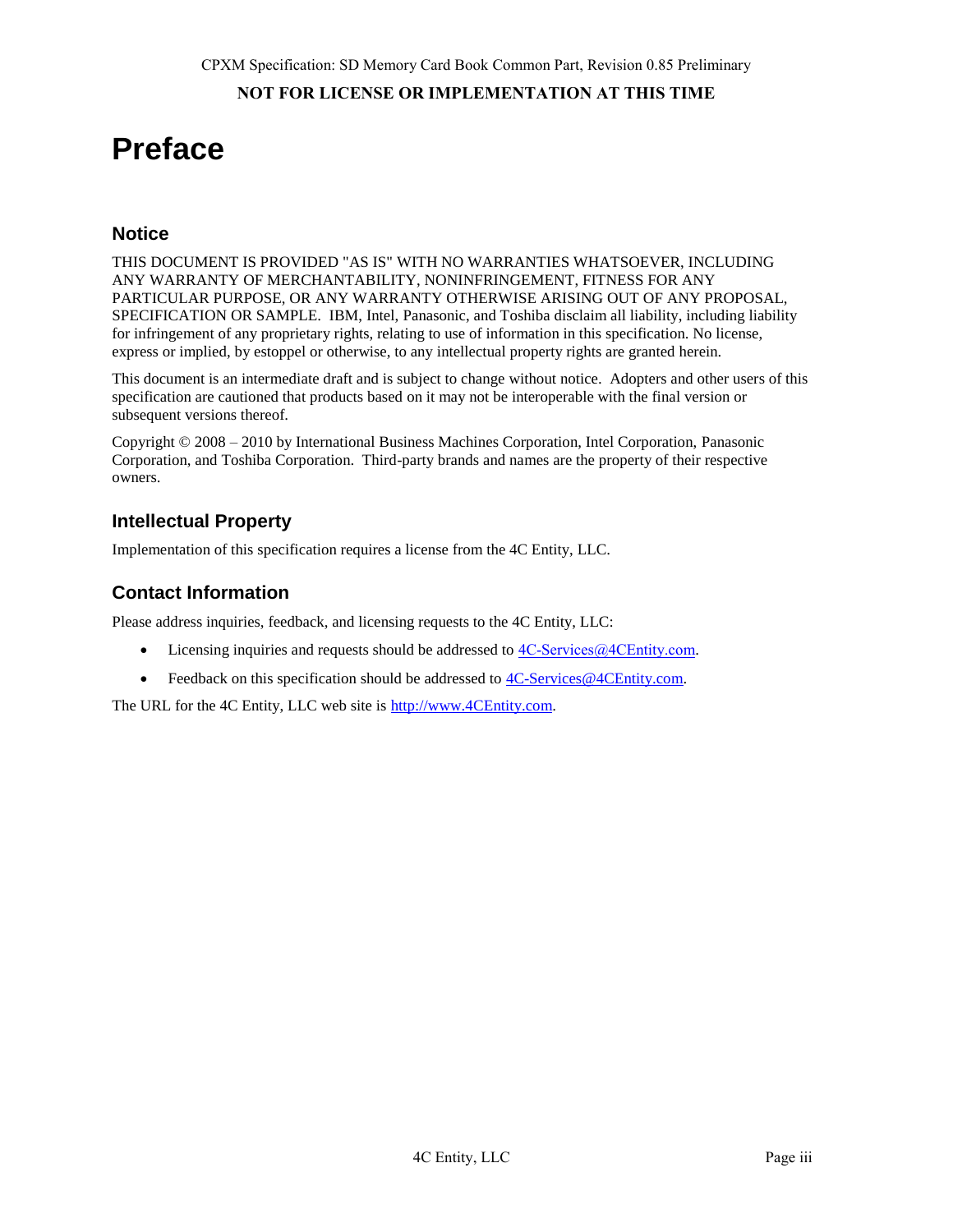# Preface

## Notice

THIS DOCUMENT IS PROVIDED "AS IS" WITH NO WARRANTIES WHATSOEVER, INCLUDING ANY WARRANTY OF MERCHANTABILITY, NONINFRINGEMENT, FITNESS FOR ANY PARTICULAR PURPOSE, OR ANY WARRANTY OTHERWISE ARISING OUT OF ANY PROPOSAL, SPECIFICATION OR SAMPLE. IBM, Intel, Panasonic, and Toshiba disclaim all liability, including liability for infringement of any proprietary rights, relating to use of information in this specification. No license, express or implied, by estoppel or otherwise, to any intellectual property rights are granted herein.

This document is an intermediate draft and is subject to change without notice. Adopters and other users of this specification are cautioned that products based on it may not be interoperable with the final version or subsequent versions thereof.

Copyright © 2008 – 2010 by International Business Machines Corporation, Intel Corporation, Panasonic Corporation, and Toshiba Corporation. Third-party brands and names are the property of their respective owners.

## Intellectual Property

Implementation of this specification requires a license from the 4C Entity, LLC.

## Contact Information

Please address inquiries, feedback, and licensing requests to the 4C Entity, LLC:

- Licensing inquiries and requests should be addressed to 4C-Services@4CEntity.com.
- Feedback on this specification should be addressed to 4C-Services@4CEntity.com.

The URL for the 4C Entity, LLC web site is http://www.4CEntity.com.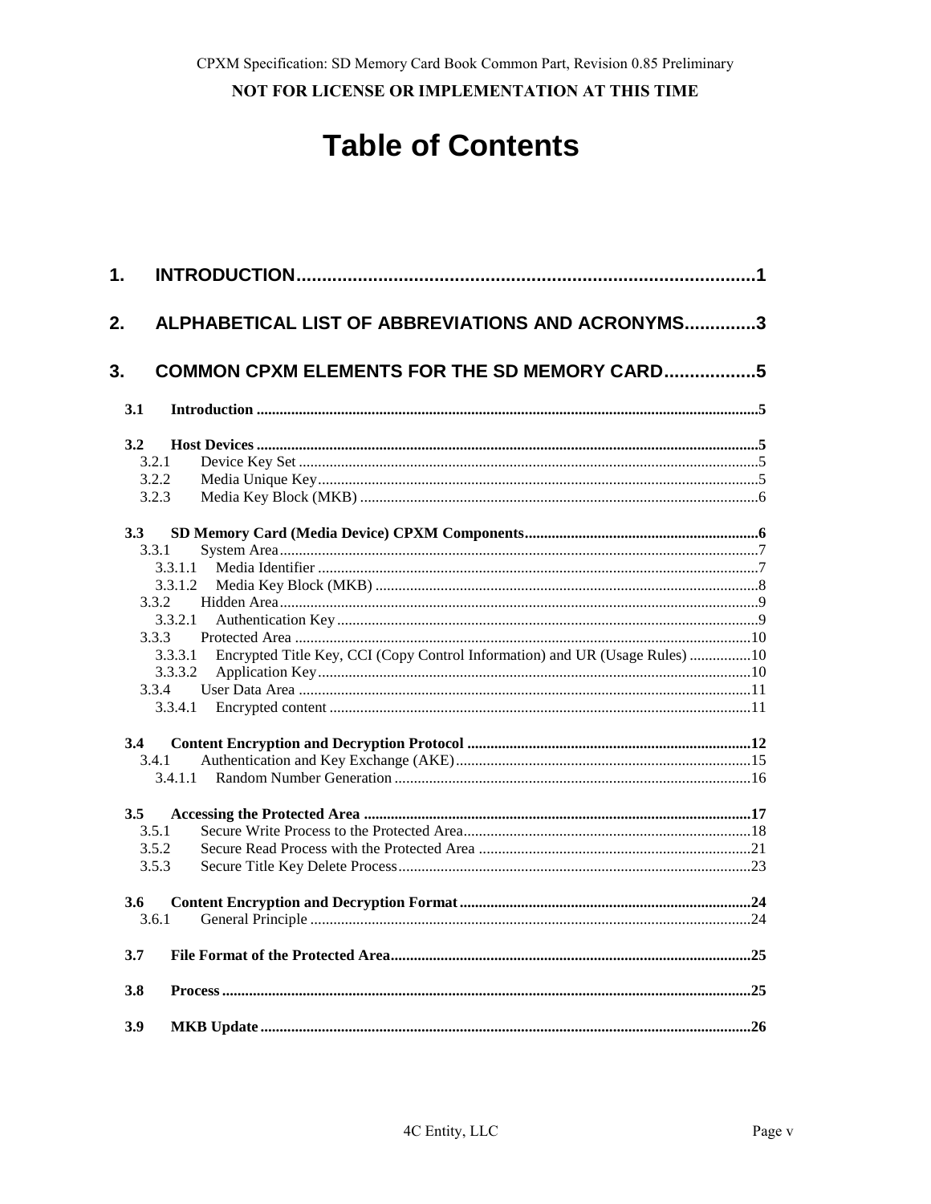# Table of Contents

**1. INTRODUCTION** .......... 1

**2. ALPHABETICAL LIST OF ABBREVIATIONS AND ACRONYMS** .......... 3

**3. COMMON CPXM ELEMENTS FOR THE SD MEMORY CARD** .......... 5

**3.1 Introduction** .......... 5

**3.2 Host Devices** .......... 5

- 3.2.1 Device Key Set .......... 5
- 3.2.2 Media Unique Key .......... 5
- 3.2.3 Media Key Block (MKB) .......... 6

**3.3 SD Memory Card (Media Device) CPXM Components** .......... 6

- 3.3.1 System Area .......... 7
  - 3.3.1.1 Media Identifier .......... 7
  - 3.3.1.2 Media Key Block (MKB) .......... 8
- 3.3.2 Hidden Area .......... 9
  - 3.3.2.1 Authentication Key .......... 9
- 3.3.3 Protected Area .......... 10
  - 3.3.3.1 Encrypted Title Key, CCI (Copy Control Information) and UR (Usage Rules) .......... 10
  - 3.3.3.2 Application Key .......... 10
- 3.3.4 User Data Area .......... 11
  - 3.3.4.1 Encrypted content .......... 11

**3.4 Content Encryption and Decryption Protocol** .......... 12

- 3.4.1 Authentication and Key Exchange (AKE) .......... 15
  - 3.4.1.1 Random Number Generation .......... 16

**3.5 Accessing the Protected Area** .......... 17

- 3.5.1 Secure Write Process to the Protected Area .......... 18
- 3.5.2 Secure Read Process with the Protected Area .......... 21
- 3.5.3 Secure Title Key Delete Process .......... 23

**3.6 Content Encryption and Decryption Format** .......... 24

- 3.6.1 General Principle .......... 24

**3.7 File Format of the Protected Area** .......... 25

**3.8 Process** .......... 25

**3.9 MKB Update** .......... 26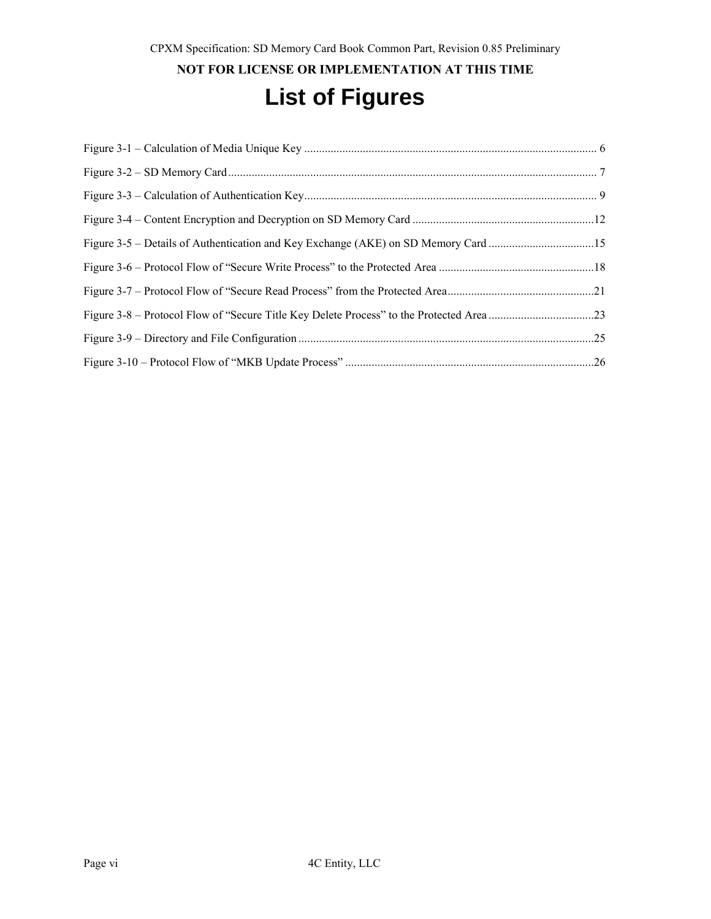# List of Figures

Figure 3-1 – Calculation of Media Unique Key ........ 6

Figure 3-2 – SD Memory Card ........ 7

Figure 3-3 – Calculation of Authentication Key ........ 9

Figure 3-4 – Content Encryption and Decryption on SD Memory Card ........ 12

Figure 3-5 – Details of Authentication and Key Exchange (AKE) on SD Memory Card ........ 15

Figure 3-6 – Protocol Flow of "Secure Write Process" to the Protected Area ........ 18

Figure 3-7 – Protocol Flow of "Secure Read Process" from the Protected Area ........ 21

Figure 3-8 – Protocol Flow of "Secure Title Key Delete Process" to the Protected Area ........ 23

Figure 3-9 – Directory and File Configuration ........ 25

Figure 3-10 – Protocol Flow of "MKB Update Process" ........ 26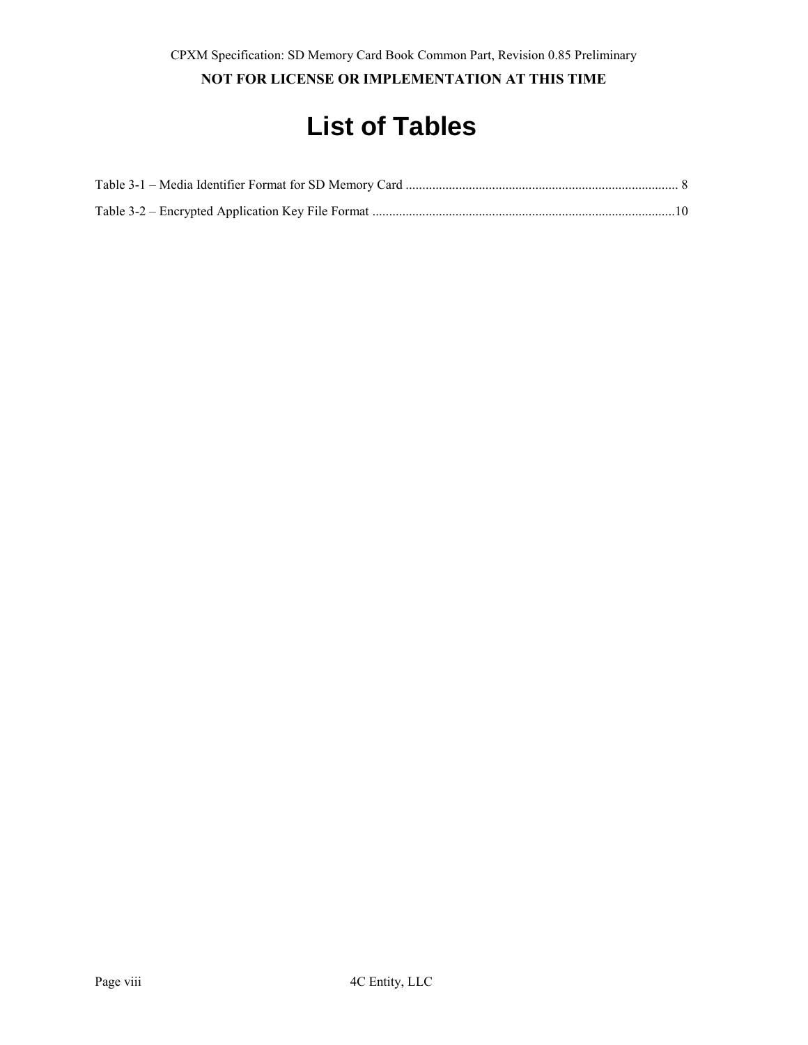# List of Tables

Table 3-1 – Media Identifier Format for SD Memory Card ........................................................................................ 8

Table 3-2 – Encrypted Application Key File Format ...............................................................................................10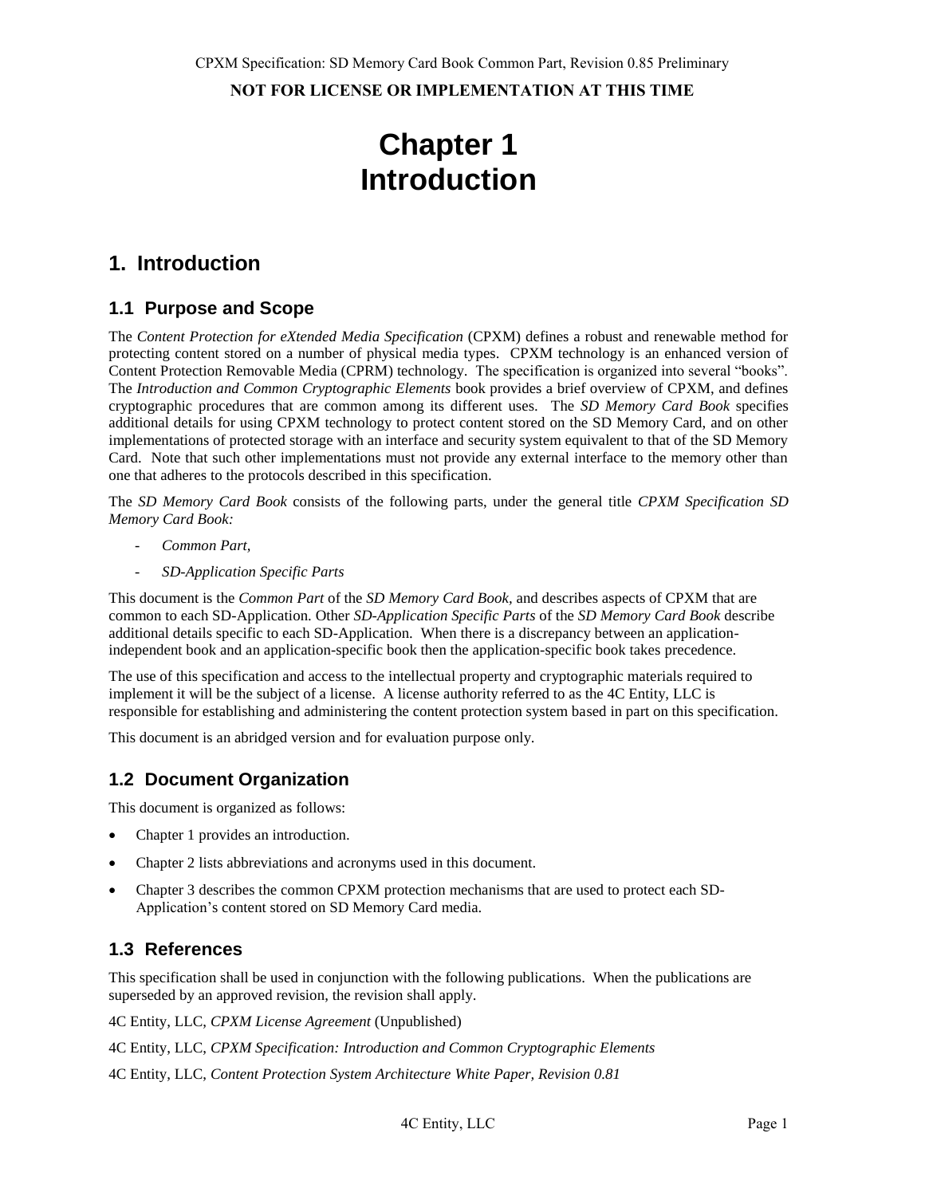# Chapter 1
# Introduction

## 1. Introduction

### 1.1 Purpose and Scope

The *Content Protection for eXtended Media Specification* (CPXM) defines a robust and renewable method for protecting content stored on a number of physical media types. CPXM technology is an enhanced version of Content Protection Removable Media (CPRM) technology. The specification is organized into several "books". The *Introduction and Common Cryptographic Elements* book provides a brief overview of CPXM, and defines cryptographic procedures that are common among its different uses. The *SD Memory Card Book* specifies additional details for using CPXM technology to protect content stored on the SD Memory Card, and on other implementations of protected storage with an interface and security system equivalent to that of the SD Memory Card. Note that such other implementations must not provide any external interface to the memory other than one that adheres to the protocols described in this specification.

The *SD Memory Card Book* consists of the following parts, under the general title *CPXM Specification SD Memory Card Book:*

- *Common Part,*
- *SD-Application Specific Parts*

This document is the *Common Part* of the *SD Memory Card Book,* and describes aspects of CPXM that are common to each SD-Application. Other *SD-Application Specific Parts* of the *SD Memory Card Book* describe additional details specific to each SD-Application. When there is a discrepancy between an application-independent book and an application-specific book then the application-specific book takes precedence.

The use of this specification and access to the intellectual property and cryptographic materials required to implement it will be the subject of a license. A license authority referred to as the 4C Entity, LLC is responsible for establishing and administering the content protection system based in part on this specification.

This document is an abridged version and for evaluation purpose only.

### 1.2 Document Organization

This document is organized as follows:

- Chapter 1 provides an introduction.
- Chapter 2 lists abbreviations and acronyms used in this document.
- Chapter 3 describes the common CPXM protection mechanisms that are used to protect each SD-Application's content stored on SD Memory Card media.

### 1.3 References

This specification shall be used in conjunction with the following publications. When the publications are superseded by an approved revision, the revision shall apply.

4C Entity, LLC, *CPXM License Agreement* (Unpublished)

4C Entity, LLC, *CPXM Specification: Introduction and Common Cryptographic Elements*

4C Entity, LLC, *Content Protection System Architecture White Paper, Revision 0.81*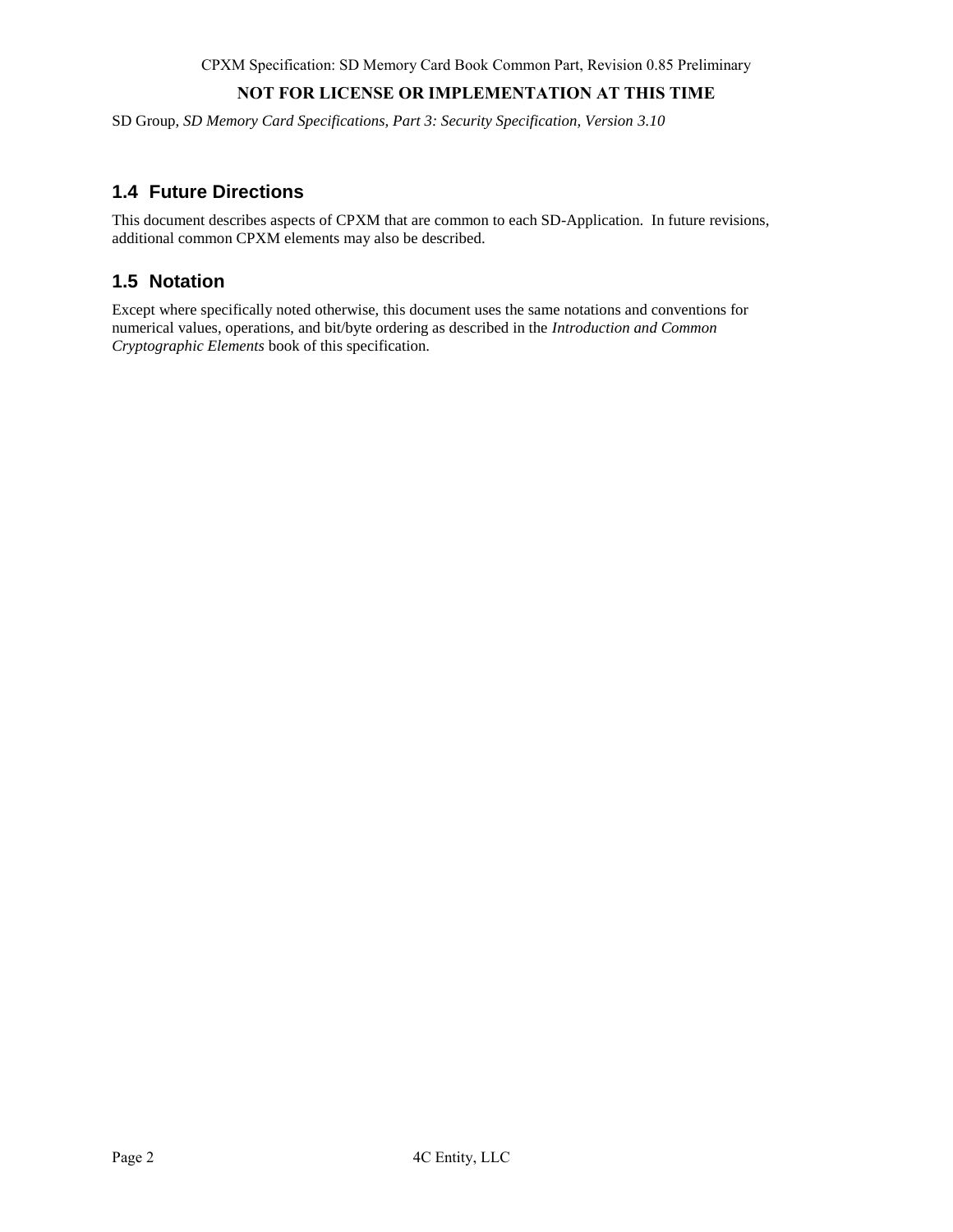SD Group, *SD Memory Card Specifications, Part 3: Security Specification, Version 3.10*

## 1.4 Future Directions

This document describes aspects of CPXM that are common to each SD-Application. In future revisions, additional common CPXM elements may also be described.

## 1.5 Notation

Except where specifically noted otherwise, this document uses the same notations and conventions for numerical values, operations, and bit/byte ordering as described in the *Introduction and Common Cryptographic Elements* book of this specification.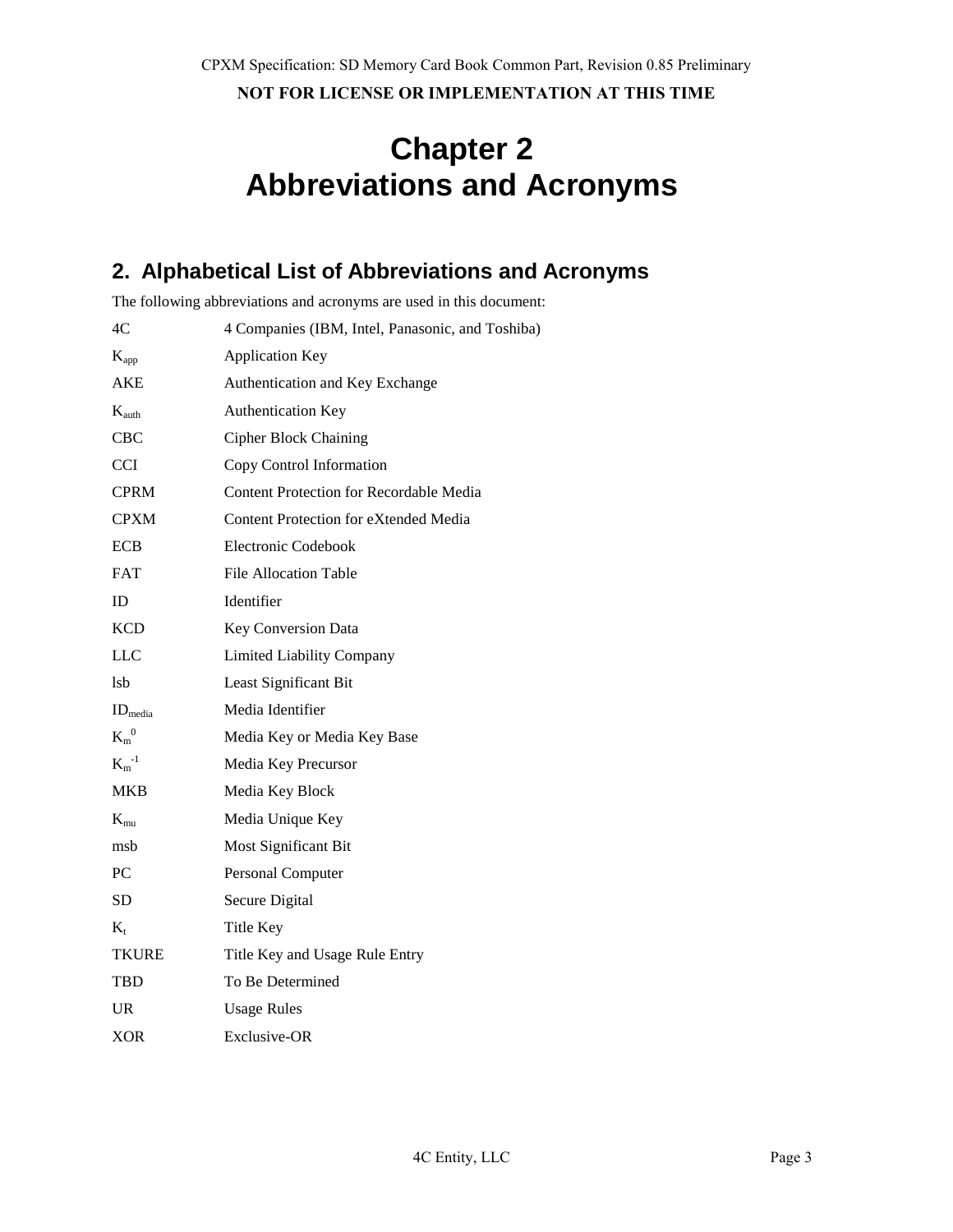# Chapter 2
# Abbreviations and Acronyms

## 2. Alphabetical List of Abbreviations and Acronyms

The following abbreviations and acronyms are used in this document:

| | |
|---|---|
| 4C | 4 Companies (IBM, Intel, Panasonic, and Toshiba) |
| $K_{app}$ | Application Key |
| AKE | Authentication and Key Exchange |
| $K_{auth}$ | Authentication Key |
| CBC | Cipher Block Chaining |
| CCI | Copy Control Information |
| CPRM | Content Protection for Recordable Media |
| CPXM | Content Protection for eXtended Media |
| ECB | Electronic Codebook |
| FAT | File Allocation Table |
| ID | Identifier |
| KCD | Key Conversion Data |
| LLC | Limited Liability Company |
| lsb | Least Significant Bit |
| $ID_{media}$ | Media Identifier |
| $K_m^0$ | Media Key or Media Key Base |
| $K_m^{-1}$ | Media Key Precursor |
| MKB | Media Key Block |
| $K_{mu}$ | Media Unique Key |
| msb | Most Significant Bit |
| PC | Personal Computer |
| SD | Secure Digital |
| $K_t$ | Title Key |
| TKURE | Title Key and Usage Rule Entry |
| TBD | To Be Determined |
| UR | Usage Rules |
| XOR | Exclusive-OR |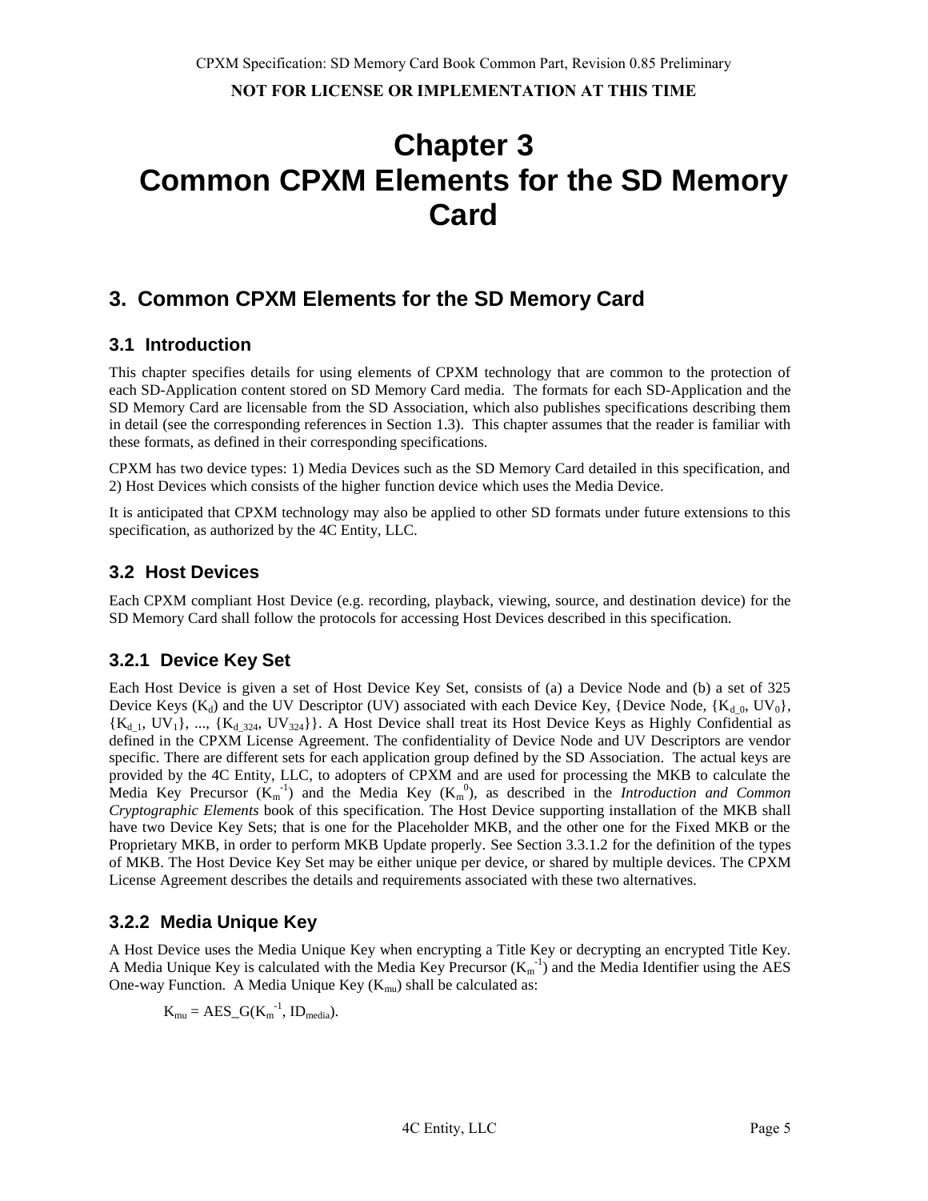# Chapter 3
# Common CPXM Elements for the SD Memory Card

## 3. Common CPXM Elements for the SD Memory Card

### 3.1 Introduction

This chapter specifies details for using elements of CPXM technology that are common to the protection of each SD-Application content stored on SD Memory Card media. The formats for each SD-Application and the SD Memory Card are licensable from the SD Association, which also publishes specifications describing them in detail (see the corresponding references in Section 1.3). This chapter assumes that the reader is familiar with these formats, as defined in their corresponding specifications.

CPXM has two device types: 1) Media Devices such as the SD Memory Card detailed in this specification, and 2) Host Devices which consists of the higher function device which uses the Media Device.

It is anticipated that CPXM technology may also be applied to other SD formats under future extensions to this specification, as authorized by the 4C Entity, LLC.

### 3.2 Host Devices

Each CPXM compliant Host Device (e.g. recording, playback, viewing, source, and destination device) for the SD Memory Card shall follow the protocols for accessing Host Devices described in this specification.

### 3.2.1 Device Key Set

Each Host Device is given a set of Host Device Key Set, consists of (a) a Device Node and (b) a set of 325 Device Keys ($K_d$) and the UV Descriptor (UV) associated with each Device Key, {Device Node, {$K_{d\_0}$, $UV_0$}, {$K_{d\_1}$, $UV_1$}, ..., {$K_{d\_324}$, $UV_{324}$}}. A Host Device shall treat its Host Device Keys as Highly Confidential as defined in the CPXM License Agreement. The confidentiality of Device Node and UV Descriptors are vendor specific. There are different sets for each application group defined by the SD Association. The actual keys are provided by the 4C Entity, LLC, to adopters of CPXM and are used for processing the MKB to calculate the Media Key Precursor ($K_m^{-1}$) and the Media Key ($K_m^{0}$), as described in the *Introduction and Common Cryptographic Elements* book of this specification. The Host Device supporting installation of the MKB shall have two Device Key Sets; that is one for the Placeholder MKB, and the other one for the Fixed MKB or the Proprietary MKB, in order to perform MKB Update properly. See Section 3.3.1.2 for the definition of the types of MKB. The Host Device Key Set may be either unique per device, or shared by multiple devices. The CPXM License Agreement describes the details and requirements associated with these two alternatives.

### 3.2.2 Media Unique Key

A Host Device uses the Media Unique Key when encrypting a Title Key or decrypting an encrypted Title Key. A Media Unique Key is calculated with the Media Key Precursor ($K_m^{-1}$) and the Media Identifier using the AES One-way Function. A Media Unique Key ($K_{mu}$) shall be calculated as:

$$K_{mu} = AES\_G(K_m^{-1}, ID_{media}).$$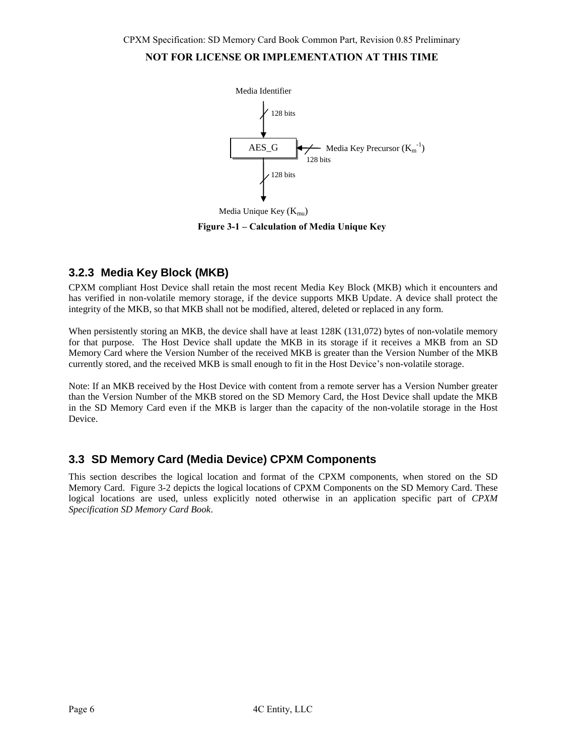Media Identifier

128 bits

AES_G ← Media Key Precursor ($K_m^{-1}$) 128 bits

128 bits

Media Unique Key ($K_{mu}$)

**Figure 3-1 – Calculation of Media Unique Key**

### 3.2.3 Media Key Block (MKB)

CPXM compliant Host Device shall retain the most recent Media Key Block (MKB) which it encounters and has verified in non-volatile memory storage, if the device supports MKB Update. A device shall protect the integrity of the MKB, so that MKB shall not be modified, altered, deleted or replaced in any form.

When persistently storing an MKB, the device shall have at least 128K (131,072) bytes of non-volatile memory for that purpose. The Host Device shall update the MKB in its storage if it receives a MKB from an SD Memory Card where the Version Number of the received MKB is greater than the Version Number of the MKB currently stored, and the received MKB is small enough to fit in the Host Device's non-volatile storage.

Note: If an MKB received by the Host Device with content from a remote server has a Version Number greater than the Version Number of the MKB stored on the SD Memory Card, the Host Device shall update the MKB in the SD Memory Card even if the MKB is larger than the capacity of the non-volatile storage in the Host Device.

## 3.3 SD Memory Card (Media Device) CPXM Components

This section describes the logical location and format of the CPXM components, when stored on the SD Memory Card. Figure 3-2 depicts the logical locations of CPXM Components on the SD Memory Card. These logical locations are used, unless explicitly noted otherwise in an application specific part of *CPXM Specification SD Memory Card Book*.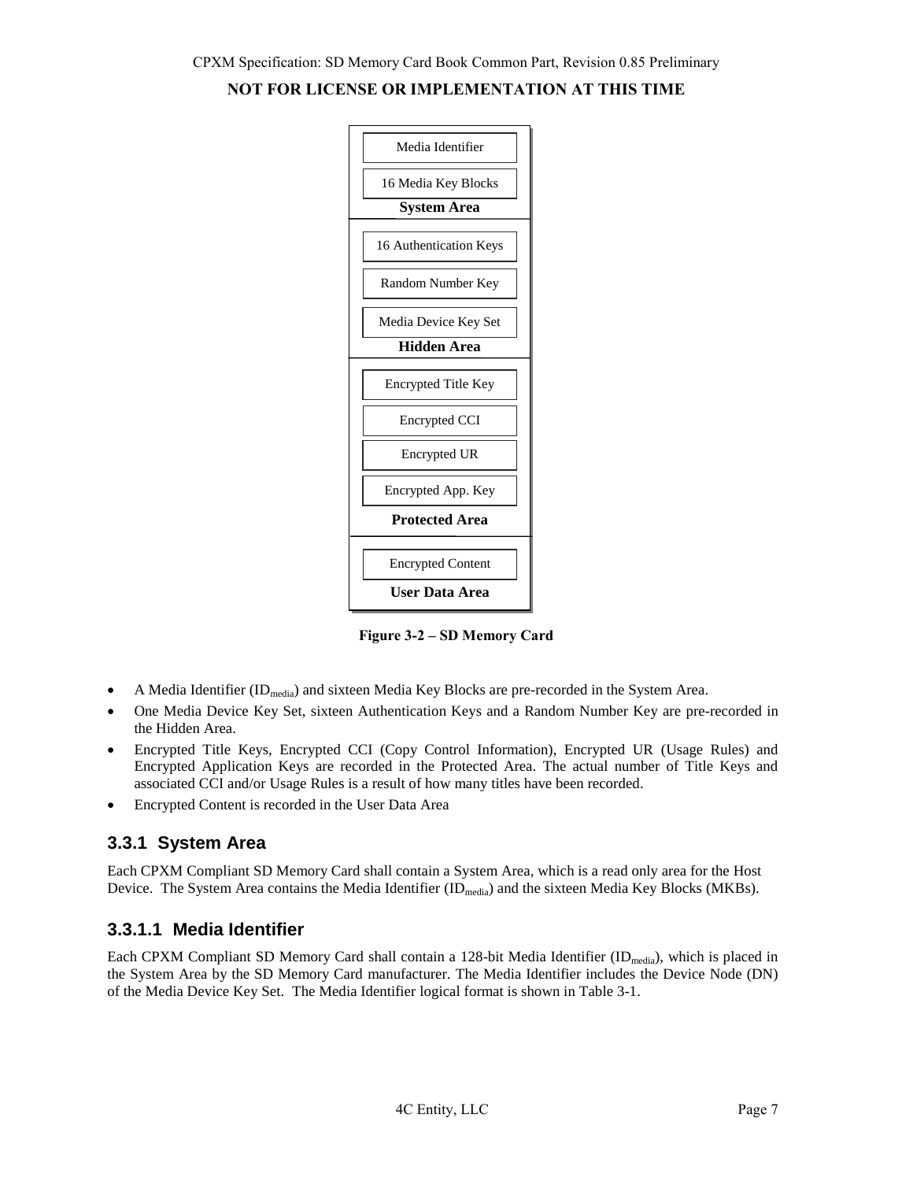Media Identifier

16 Media Key Blocks

**System Area**

16 Authentication Keys

Random Number Key

Media Device Key Set

**Hidden Area**

Encrypted Title Key

Encrypted CCI

Encrypted UR

Encrypted App. Key

**Protected Area**

Encrypted Content

**User Data Area**

**Figure 3-2 – SD Memory Card**

- A Media Identifier ($ID_{media}$) and sixteen Media Key Blocks are pre-recorded in the System Area.
- One Media Device Key Set, sixteen Authentication Keys and a Random Number Key are pre-recorded in the Hidden Area.
- Encrypted Title Keys, Encrypted CCI (Copy Control Information), Encrypted UR (Usage Rules) and Encrypted Application Keys are recorded in the Protected Area. The actual number of Title Keys and associated CCI and/or Usage Rules is a result of how many titles have been recorded.
- Encrypted Content is recorded in the User Data Area

### 3.3.1 System Area

Each CPXM Compliant SD Memory Card shall contain a System Area, which is a read only area for the Host Device. The System Area contains the Media Identifier ($ID_{media}$) and the sixteen Media Key Blocks (MKBs).

#### 3.3.1.1 Media Identifier

Each CPXM Compliant SD Memory Card shall contain a 128-bit Media Identifier ($ID_{media}$), which is placed in the System Area by the SD Memory Card manufacturer. The Media Identifier includes the Device Node (DN) of the Media Device Key Set. The Media Identifier logical format is shown in Table 3-1.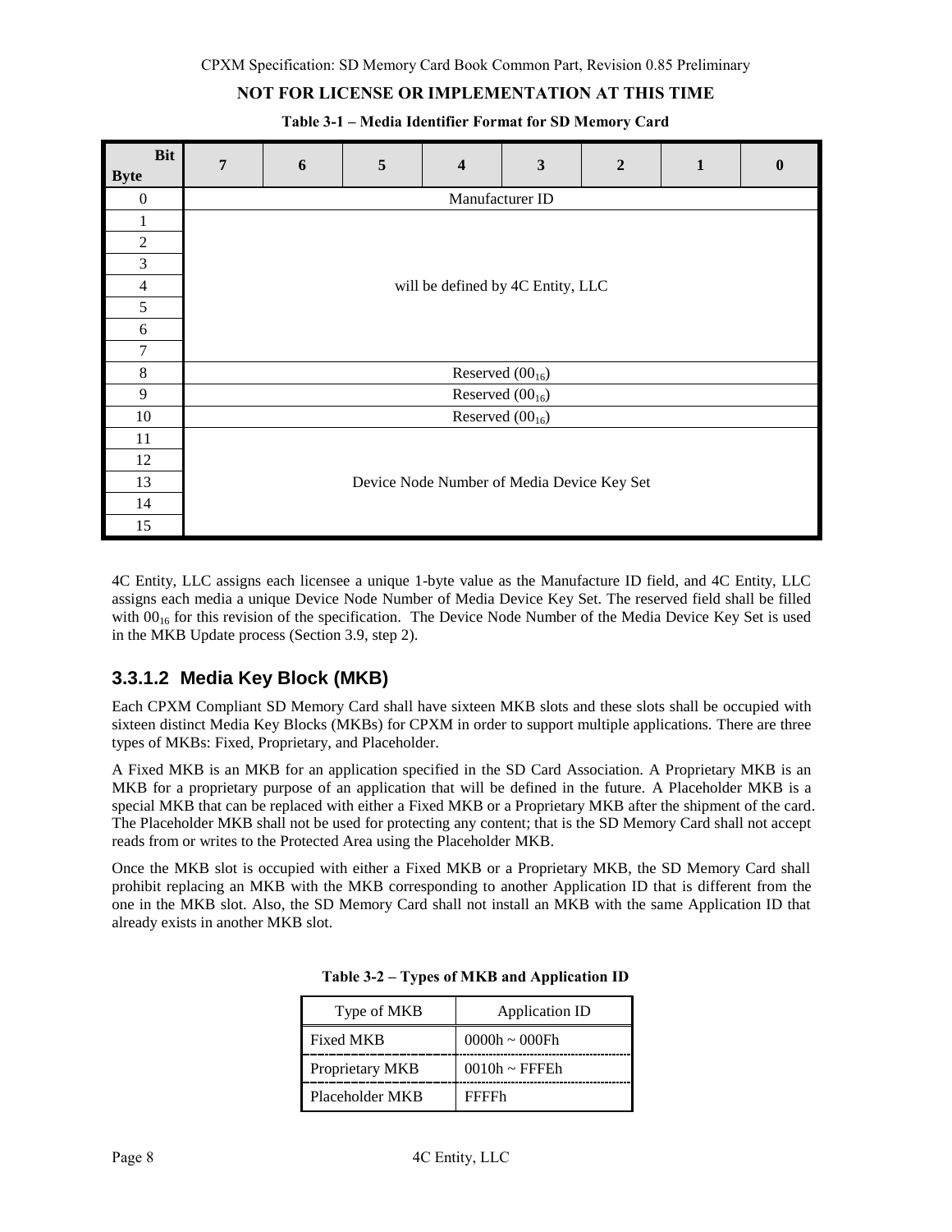NOT FOR LICENSE OR IMPLEMENTATION AT THIS TIME

**Table 3-1 – Media Identifier Format for SD Memory Card**

| Byte \ Bit | 7 | 6 | 5 | 4 | 3 | 2 | 1 | 0 |
|---|---|---|---|---|---|---|---|---|
| 0 | Manufacturer ID | | | | | | | |
| 1 | will be defined by 4C Entity, LLC | | | | | | | |
| 2 | | | | | | | | |
| 3 | | | | | | | | |
| 4 | | | | | | | | |
| 5 | | | | | | | | |
| 6 | | | | | | | | |
| 7 | | | | | | | | |
| 8 | Reserved ($00_{16}$) | | | | | | | |
| 9 | Reserved ($00_{16}$) | | | | | | | |
| 10 | Reserved ($00_{16}$) | | | | | | | |
| 11 | Device Node Number of Media Device Key Set | | | | | | | |
| 12 | | | | | | | | |
| 13 | | | | | | | | |
| 14 | | | | | | | | |
| 15 | | | | | | | | |

4C Entity, LLC assigns each licensee a unique 1-byte value as the Manufacture ID field, and 4C Entity, LLC assigns each media a unique Device Node Number of Media Device Key Set. The reserved field shall be filled with $00_{16}$ for this revision of the specification. The Device Node Number of the Media Device Key Set is used in the MKB Update process (Section 3.9, step 2).

### 3.3.1.2 Media Key Block (MKB)

Each CPXM Compliant SD Memory Card shall have sixteen MKB slots and these slots shall be occupied with sixteen distinct Media Key Blocks (MKBs) for CPXM in order to support multiple applications. There are three types of MKBs: Fixed, Proprietary, and Placeholder.

A Fixed MKB is an MKB for an application specified in the SD Card Association. A Proprietary MKB is an MKB for a proprietary purpose of an application that will be defined in the future. A Placeholder MKB is a special MKB that can be replaced with either a Fixed MKB or a Proprietary MKB after the shipment of the card. The Placeholder MKB shall not be used for protecting any content; that is the SD Memory Card shall not accept reads from or writes to the Protected Area using the Placeholder MKB.

Once the MKB slot is occupied with either a Fixed MKB or a Proprietary MKB, the SD Memory Card shall prohibit replacing an MKB with the MKB corresponding to another Application ID that is different from the one in the MKB slot. Also, the SD Memory Card shall not install an MKB with the same Application ID that already exists in another MKB slot.

**Table 3-2 – Types of MKB and Application ID**

| Type of MKB | Application ID |
|---|---|
| Fixed MKB | 0000h ~ 000Fh |
| Proprietary MKB | 0010h ~ FFFEh |
| Placeholder MKB | FFFFh |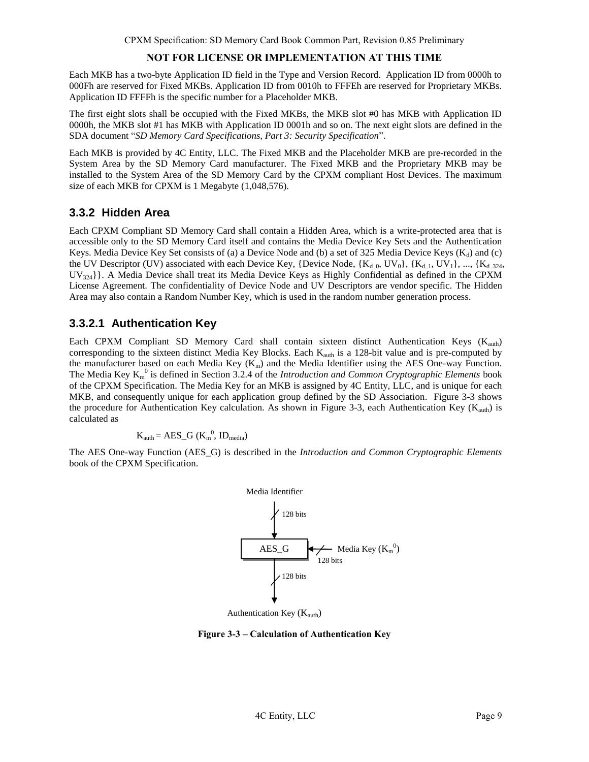**NOT FOR LICENSE OR IMPLEMENTATION AT THIS TIME**

Each MKB has a two-byte Application ID field in the Type and Version Record. Application ID from 0000h to 000Fh are reserved for Fixed MKBs. Application ID from 0010h to FFFEh are reserved for Proprietary MKBs. Application ID FFFFh is the specific number for a Placeholder MKB.

The first eight slots shall be occupied with the Fixed MKBs, the MKB slot #0 has MKB with Application ID 0000h, the MKB slot #1 has MKB with Application ID 0001h and so on. The next eight slots are defined in the SDA document "*SD Memory Card Specifications, Part 3: Security Specification*".

Each MKB is provided by 4C Entity, LLC. The Fixed MKB and the Placeholder MKB are pre-recorded in the System Area by the SD Memory Card manufacturer. The Fixed MKB and the Proprietary MKB may be installed to the System Area of the SD Memory Card by the CPXM compliant Host Devices. The maximum size of each MKB for CPXM is 1 Megabyte (1,048,576).

### 3.3.2 Hidden Area

Each CPXM Compliant SD Memory Card shall contain a Hidden Area, which is a write-protected area that is accessible only to the SD Memory Card itself and contains the Media Device Key Sets and the Authentication Keys. Media Device Key Set consists of (a) a Device Node and (b) a set of 325 Media Device Keys ($K_d$) and (c) the UV Descriptor (UV) associated with each Device Key, {Device Node, {$K_{d\_0}$, $UV_0$}, {$K_{d\_1}$, $UV_1$}, ..., {$K_{d\_324}$, $UV_{324}$}}. A Media Device shall treat its Media Device Keys as Highly Confidential as defined in the CPXM License Agreement. The confidentiality of Device Node and UV Descriptors are vendor specific. The Hidden Area may also contain a Random Number Key, which is used in the random number generation process.

#### 3.3.2.1 Authentication Key

Each CPXM Compliant SD Memory Card shall contain sixteen distinct Authentication Keys ($K_{auth}$) corresponding to the sixteen distinct Media Key Blocks. Each $K_{auth}$ is a 128-bit value and is pre-computed by the manufacturer based on each Media Key ($K_m$) and the Media Identifier using the AES One-way Function. The Media Key $K_m^0$ is defined in Section 3.2.4 of the *Introduction and Common Cryptographic Elements* book of the CPXM Specification. The Media Key for an MKB is assigned by 4C Entity, LLC, and is unique for each MKB, and consequently unique for each application group defined by the SD Association. Figure 3-3 shows the procedure for Authentication Key calculation. As shown in Figure 3-3, each Authentication Key ($K_{auth}$) is calculated as

$$K_{auth} = AES\_G\ (K_m^0,\ ID_{media})$$

The AES One-way Function (AES_G) is described in the *Introduction and Common Cryptographic Elements* book of the CPXM Specification.

Media Identifier → (128 bits) → AES_G ← (128 bits) Media Key ($K_m^0$)

AES_G → (128 bits) → Authentication Key ($K_{auth}$)

**Figure 3-3 – Calculation of Authentication Key**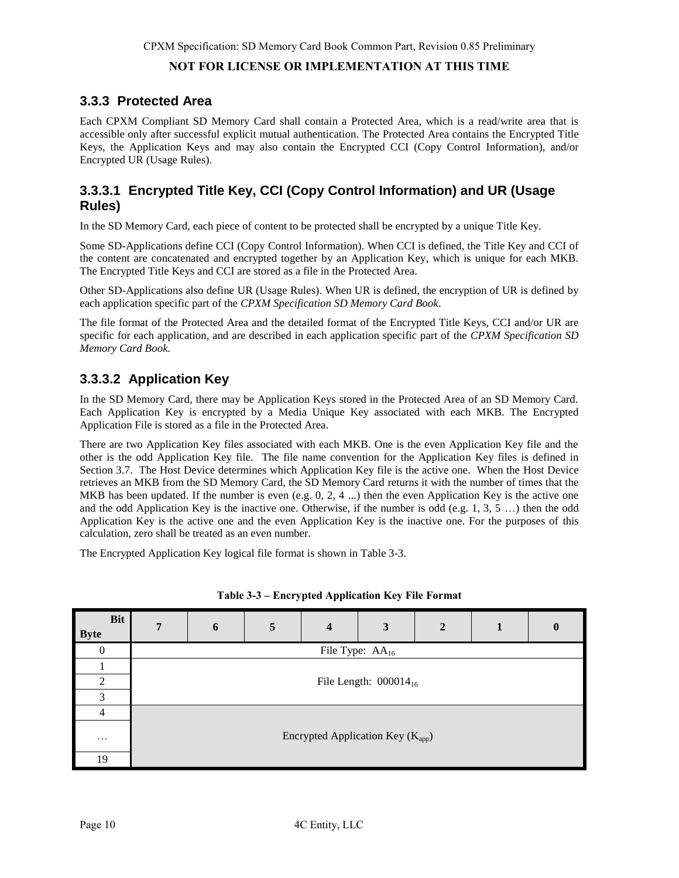### 3.3.3 Protected Area

Each CPXM Compliant SD Memory Card shall contain a Protected Area, which is a read/write area that is accessible only after successful explicit mutual authentication. The Protected Area contains the Encrypted Title Keys, the Application Keys and may also contain the Encrypted CCI (Copy Control Information), and/or Encrypted UR (Usage Rules).

#### 3.3.3.1 Encrypted Title Key, CCI (Copy Control Information) and UR (Usage Rules)

In the SD Memory Card, each piece of content to be protected shall be encrypted by a unique Title Key.

Some SD-Applications define CCI (Copy Control Information). When CCI is defined, the Title Key and CCI of the content are concatenated and encrypted together by an Application Key, which is unique for each MKB. The Encrypted Title Keys and CCI are stored as a file in the Protected Area.

Other SD-Applications also define UR (Usage Rules). When UR is defined, the encryption of UR is defined by each application specific part of the *CPXM Specification SD Memory Card Book*.

The file format of the Protected Area and the detailed format of the Encrypted Title Keys, CCI and/or UR are specific for each application, and are described in each application specific part of the *CPXM Specification SD Memory Card Book.*

#### 3.3.3.2 Application Key

In the SD Memory Card, there may be Application Keys stored in the Protected Area of an SD Memory Card. Each Application Key is encrypted by a Media Unique Key associated with each MKB. The Encrypted Application File is stored as a file in the Protected Area.

There are two Application Key files associated with each MKB. One is the even Application Key file and the other is the odd Application Key file. The file name convention for the Application Key files is defined in Section 3.7. The Host Device determines which Application Key file is the active one. When the Host Device retrieves an MKB from the SD Memory Card, the SD Memory Card returns it with the number of times that the MKB has been updated. If the number is even (e.g. 0, 2, 4 ...) then the even Application Key is the active one and the odd Application Key is the inactive one. Otherwise, if the number is odd (e.g. 1, 3, 5 …) then the odd Application Key is the active one and the even Application Key is the inactive one. For the purposes of this calculation, zero shall be treated as an even number.

The Encrypted Application Key logical file format is shown in Table 3-3.

**Table 3-3 – Encrypted Application Key File Format**

| Byte \ Bit | 7 | 6 | 5 | 4 | 3 | 2 | 1 | 0 |
|---|---|---|---|---|---|---|---|---|
| 0 | File Type: $AA_{16}$ | | | | | | | |
| 1 | File Length: $000014_{16}$ | | | | | | | |
| 2 | | | | | | | | |
| 3 | | | | | | | | |
| 4 | Encrypted Application Key ($K_{app}$) | | | | | | | |
| … | | | | | | | | |
| 19 | | | | | | | | |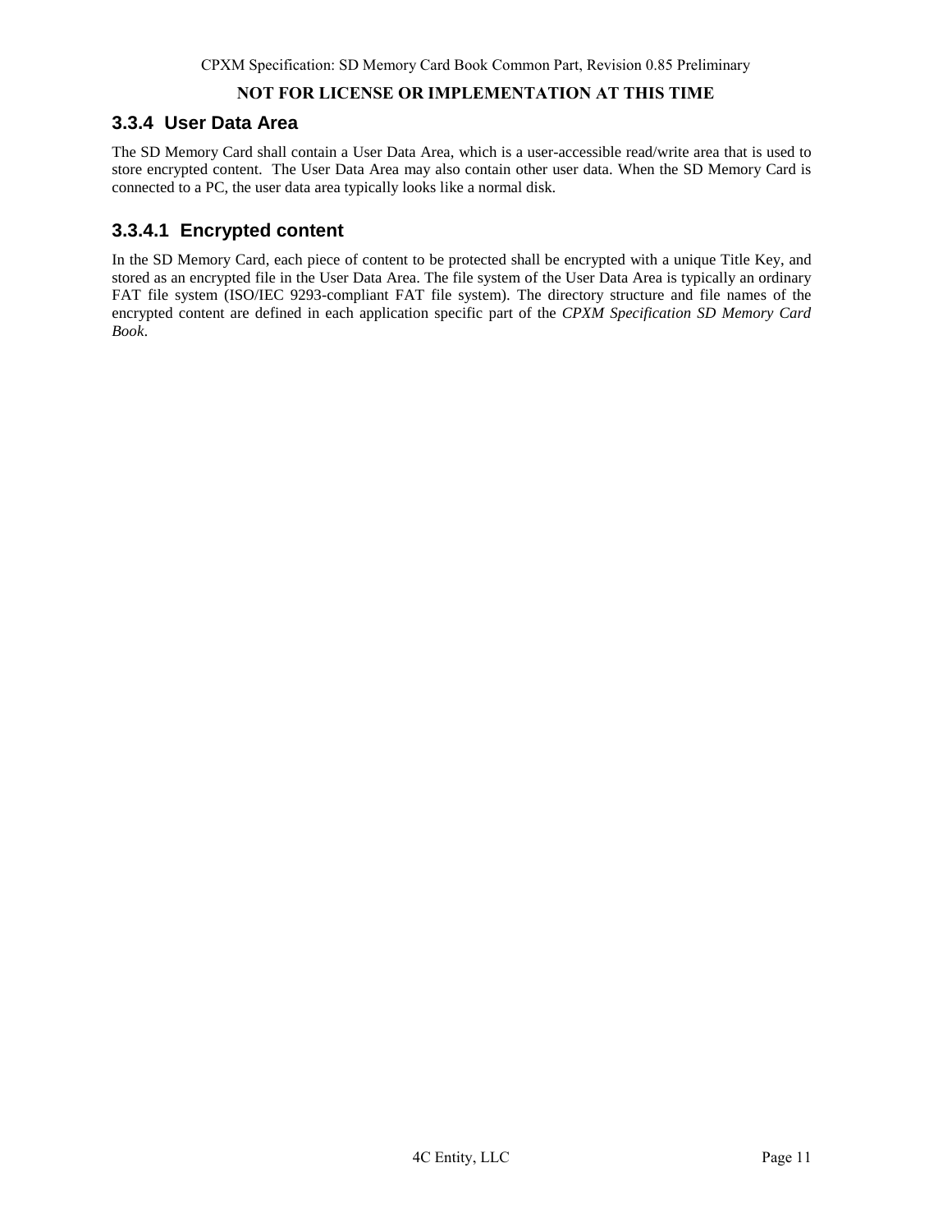### 3.3.4 User Data Area

The SD Memory Card shall contain a User Data Area, which is a user-accessible read/write area that is used to store encrypted content. The User Data Area may also contain other user data. When the SD Memory Card is connected to a PC, the user data area typically looks like a normal disk.

#### 3.3.4.1 Encrypted content

In the SD Memory Card, each piece of content to be protected shall be encrypted with a unique Title Key, and stored as an encrypted file in the User Data Area. The file system of the User Data Area is typically an ordinary FAT file system (ISO/IEC 9293-compliant FAT file system). The directory structure and file names of the encrypted content are defined in each application specific part of the *CPXM Specification SD Memory Card Book*.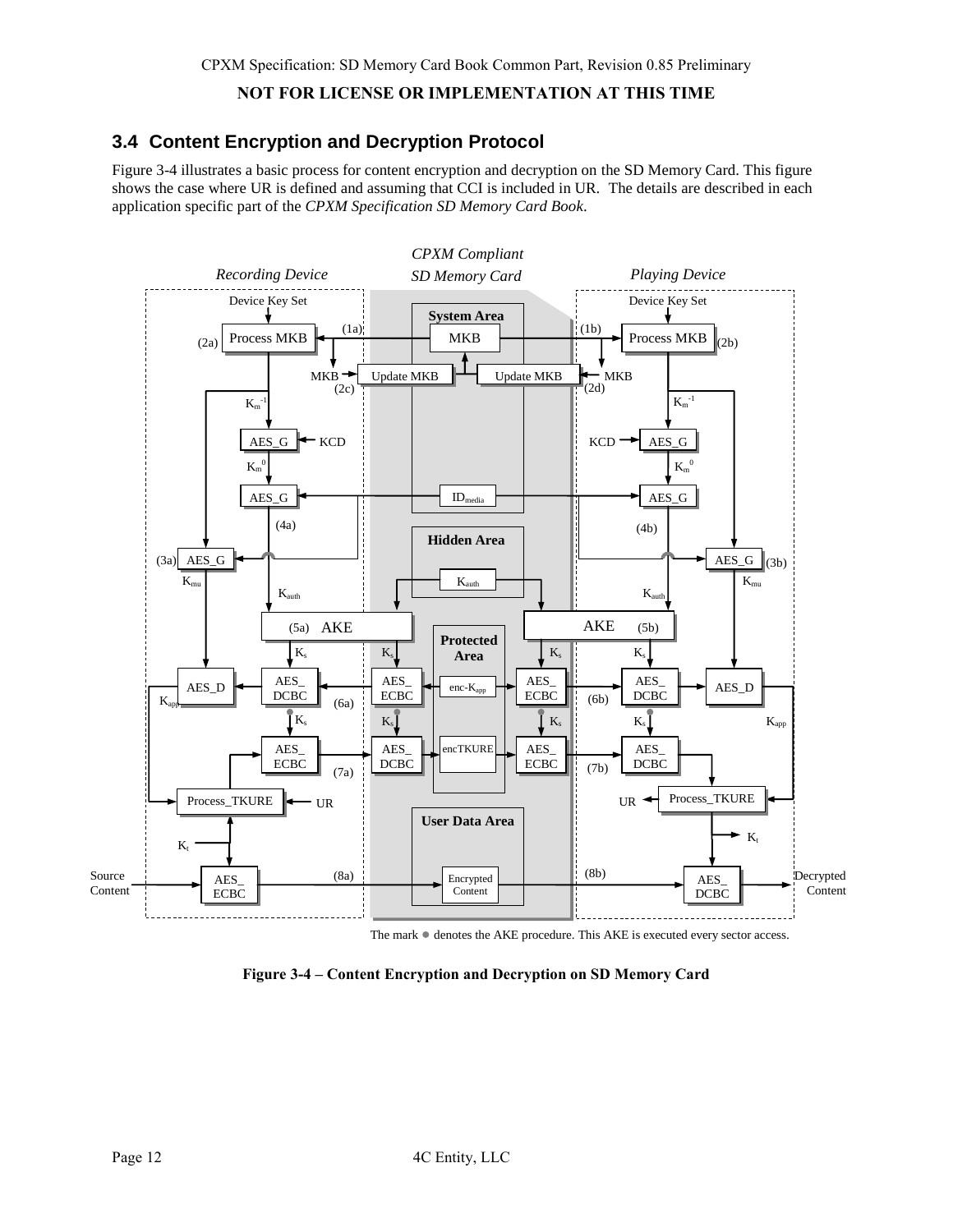## 3.4 Content Encryption and Decryption Protocol

Figure 3-4 illustrates a basic process for content encryption and decryption on the SD Memory Card. This figure shows the case where UR is defined and assuming that CCI is included in UR. The details are described in each application specific part of the *CPXM Specification SD Memory Card Book*.

The mark ● denotes the AKE procedure. This AKE is executed every sector access.

**Figure 3-4 – Content Encryption and Decryption on SD Memory Card**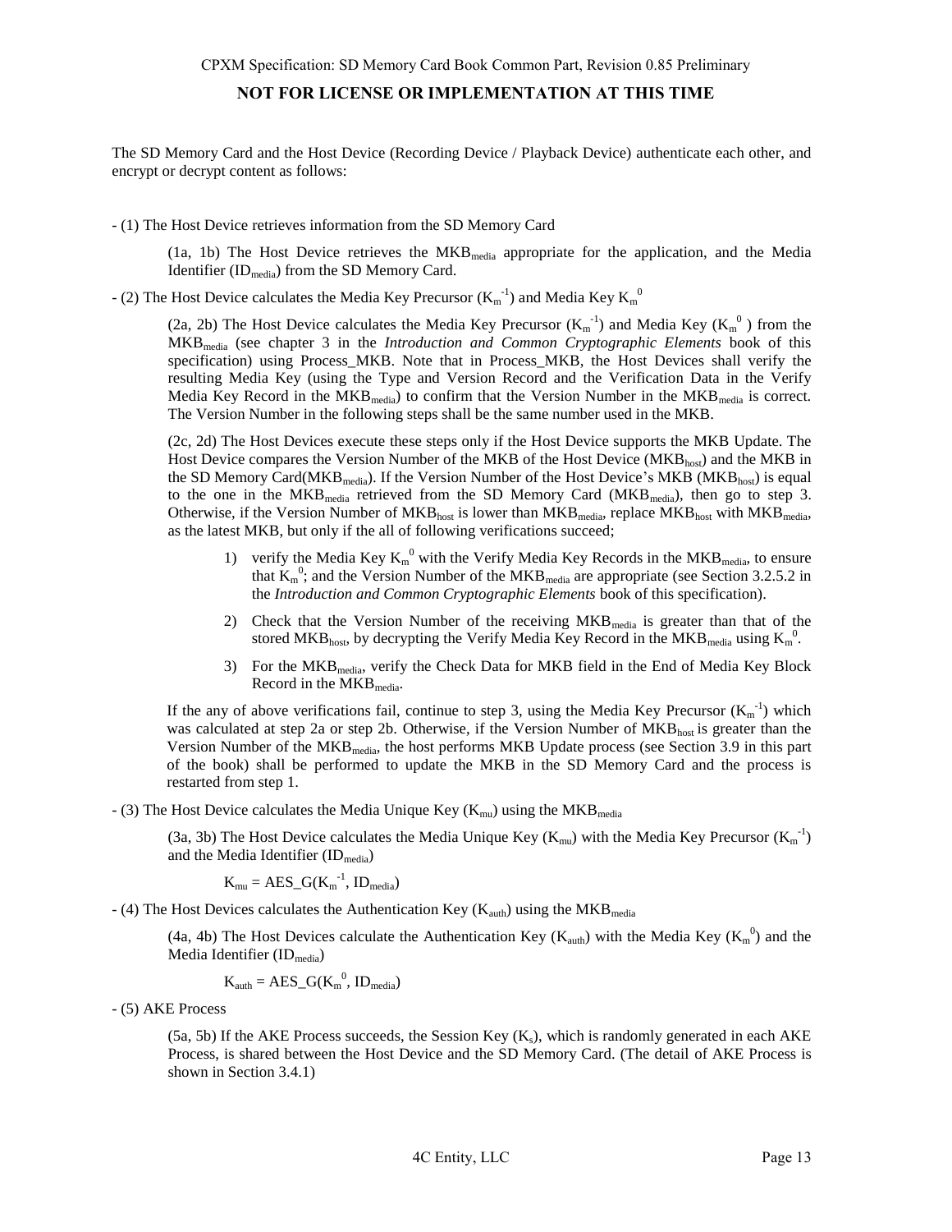The SD Memory Card and the Host Device (Recording Device / Playback Device) authenticate each other, and encrypt or decrypt content as follows:

- (1) The Host Device retrieves information from the SD Memory Card

> (1a, 1b) The Host Device retrieves the $MKB_{media}$ appropriate for the application, and the Media Identifier ($ID_{media}$) from the SD Memory Card.

- (2) The Host Device calculates the Media Key Precursor ($K_m^{-1}$) and Media Key $K_m^0$

> (2a, 2b) The Host Device calculates the Media Key Precursor ($K_m^{-1}$) and Media Key ($K_m^0$ ) from the $MKB_{media}$ (see chapter 3 in the *Introduction and Common Cryptographic Elements* book of this specification) using Process_MKB. Note that in Process_MKB, the Host Devices shall verify the resulting Media Key (using the Type and Version Record and the Verification Data in the Verify Media Key Record in the $MKB_{media}$) to confirm that the Version Number in the $MKB_{media}$ is correct. The Version Number in the following steps shall be the same number used in the MKB.
>
> (2c, 2d) The Host Devices execute these steps only if the Host Device supports the MKB Update. The Host Device compares the Version Number of the MKB of the Host Device ($MKB_{host}$) and the MKB in the SD Memory Card($MKB_{media}$). If the Version Number of the Host Device's MKB ($MKB_{host}$) is equal to the one in the $MKB_{media}$ retrieved from the SD Memory Card ($MKB_{media}$), then go to step 3. Otherwise, if the Version Number of $MKB_{host}$ is lower than $MKB_{media}$, replace $MKB_{host}$ with $MKB_{media}$, as the latest MKB, but only if the all of following verifications succeed;
>
> 1) verify the Media Key $K_m^0$ with the Verify Media Key Records in the $MKB_{media}$, to ensure that $K_m^0$; and the Version Number of the $MKB_{media}$ are appropriate (see Section 3.2.5.2 in the *Introduction and Common Cryptographic Elements* book of this specification).
> 2) Check that the Version Number of the receiving $MKB_{media}$ is greater than that of the stored $MKB_{host}$, by decrypting the Verify Media Key Record in the $MKB_{media}$ using $K_m^0$.
> 3) For the $MKB_{media}$, verify the Check Data for MKB field in the End of Media Key Block Record in the $MKB_{media}$.
>
> If the any of above verifications fail, continue to step 3, using the Media Key Precursor ($K_m^{-1}$) which was calculated at step 2a or step 2b. Otherwise, if the Version Number of $MKB_{host}$ is greater than the Version Number of the $MKB_{media}$, the host performs MKB Update process (see Section 3.9 in this part of the book) shall be performed to update the MKB in the SD Memory Card and the process is restarted from step 1.

- (3) The Host Device calculates the Media Unique Key ($K_{mu}$) using the $MKB_{media}$

> (3a, 3b) The Host Device calculates the Media Unique Key ($K_{mu}$) with the Media Key Precursor ($K_m^{-1}$) and the Media Identifier ($ID_{media}$)
>
> $K_{mu} = AES\_G(K_m^{-1}, ID_{media})$

- (4) The Host Devices calculates the Authentication Key ($K_{auth}$) using the $MKB_{media}$

> (4a, 4b) The Host Devices calculate the Authentication Key ($K_{auth}$) with the Media Key ($K_m^0$) and the Media Identifier ($ID_{media}$)
>
> $K_{auth} = AES\_G(K_m^0, ID_{media})$

- (5) AKE Process

> (5a, 5b) If the AKE Process succeeds, the Session Key ($K_s$), which is randomly generated in each AKE Process, is shared between the Host Device and the SD Memory Card. (The detail of AKE Process is shown in Section 3.4.1)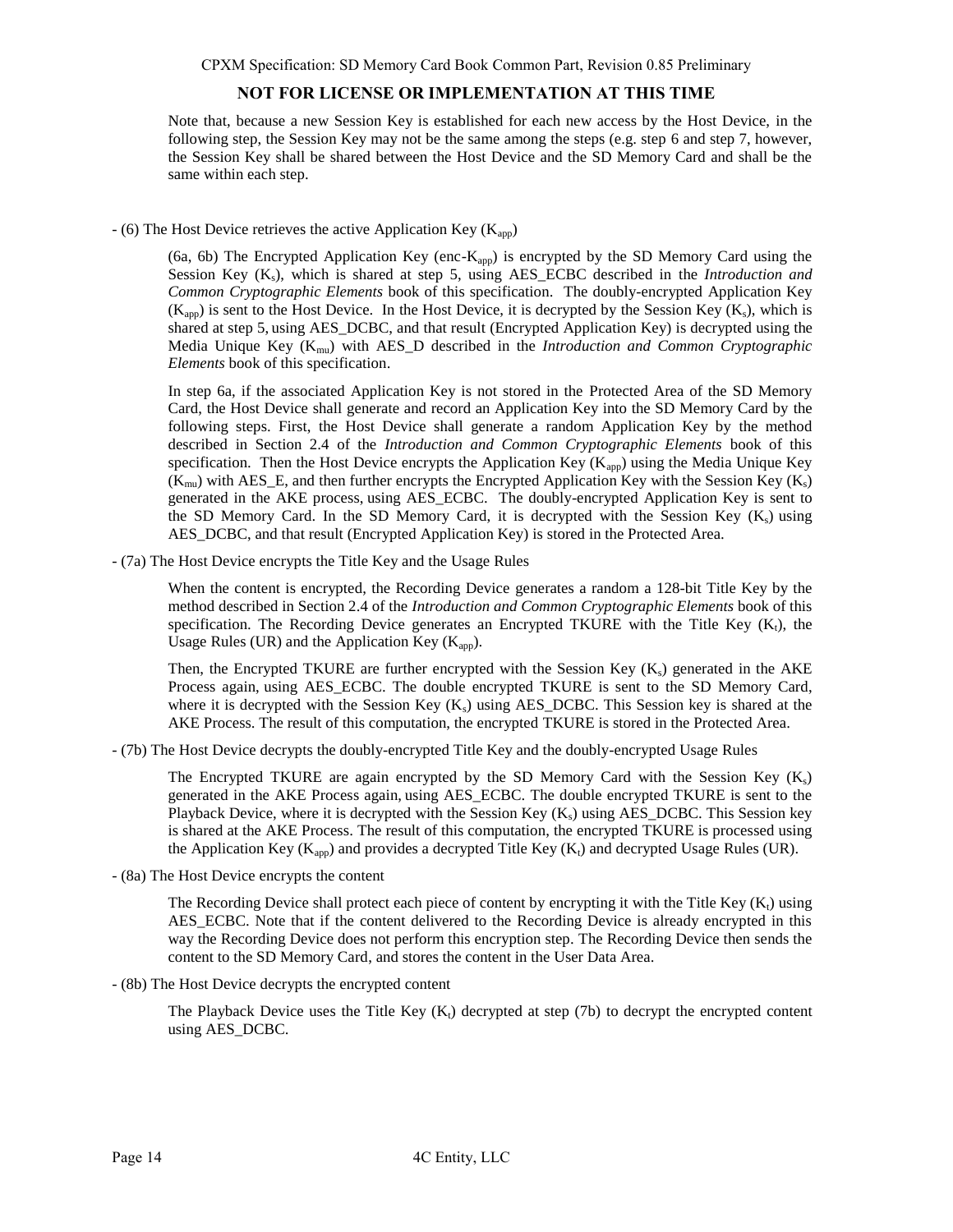**NOT FOR LICENSE OR IMPLEMENTATION AT THIS TIME**

Note that, because a new Session Key is established for each new access by the Host Device, in the following step, the Session Key may not be the same among the steps (e.g. step 6 and step 7, however, the Session Key shall be shared between the Host Device and the SD Memory Card and shall be the same within each step.

- (6) The Host Device retrieves the active Application Key ($K_{app}$)

  (6a, 6b) The Encrypted Application Key (enc-$K_{app}$) is encrypted by the SD Memory Card using the Session Key ($K_s$), which is shared at step 5, using AES_ECBC described in the *Introduction and Common Cryptographic Elements* book of this specification. The doubly-encrypted Application Key ($K_{app}$) is sent to the Host Device. In the Host Device, it is decrypted by the Session Key ($K_s$), which is shared at step 5, using AES_DCBC, and that result (Encrypted Application Key) is decrypted using the Media Unique Key ($K_{mu}$) with AES_D described in the *Introduction and Common Cryptographic Elements* book of this specification.

  In step 6a, if the associated Application Key is not stored in the Protected Area of the SD Memory Card, the Host Device shall generate and record an Application Key into the SD Memory Card by the following steps. First, the Host Device shall generate a random Application Key by the method described in Section 2.4 of the *Introduction and Common Cryptographic Elements* book of this specification. Then the Host Device encrypts the Application Key ($K_{app}$) using the Media Unique Key ($K_{mu}$) with AES_E, and then further encrypts the Encrypted Application Key with the Session Key ($K_s$) generated in the AKE process, using AES_ECBC. The doubly-encrypted Application Key is sent to the SD Memory Card. In the SD Memory Card, it is decrypted with the Session Key ($K_s$) using AES_DCBC, and that result (Encrypted Application Key) is stored in the Protected Area.

- (7a) The Host Device encrypts the Title Key and the Usage Rules

  When the content is encrypted, the Recording Device generates a random a 128-bit Title Key by the method described in Section 2.4 of the *Introduction and Common Cryptographic Elements* book of this specification. The Recording Device generates an Encrypted TKURE with the Title Key ($K_t$), the Usage Rules (UR) and the Application Key ($K_{app}$).

  Then, the Encrypted TKURE are further encrypted with the Session Key ($K_s$) generated in the AKE Process again, using AES_ECBC. The double encrypted TKURE is sent to the SD Memory Card, where it is decrypted with the Session Key ($K_s$) using AES_DCBC. This Session key is shared at the AKE Process. The result of this computation, the encrypted TKURE is stored in the Protected Area.

- (7b) The Host Device decrypts the doubly-encrypted Title Key and the doubly-encrypted Usage Rules

  The Encrypted TKURE are again encrypted by the SD Memory Card with the Session Key ($K_s$) generated in the AKE Process again, using AES_ECBC. The double encrypted TKURE is sent to the Playback Device, where it is decrypted with the Session Key ($K_s$) using AES_DCBC. This Session key is shared at the AKE Process. The result of this computation, the encrypted TKURE is processed using the Application Key ($K_{app}$) and provides a decrypted Title Key ($K_t$) and decrypted Usage Rules (UR).

- (8a) The Host Device encrypts the content

  The Recording Device shall protect each piece of content by encrypting it with the Title Key ($K_t$) using AES_ECBC. Note that if the content delivered to the Recording Device is already encrypted in this way the Recording Device does not perform this encryption step. The Recording Device then sends the content to the SD Memory Card, and stores the content in the User Data Area.

- (8b) The Host Device decrypts the encrypted content

  The Playback Device uses the Title Key ($K_t$) decrypted at step (7b) to decrypt the encrypted content using AES_DCBC.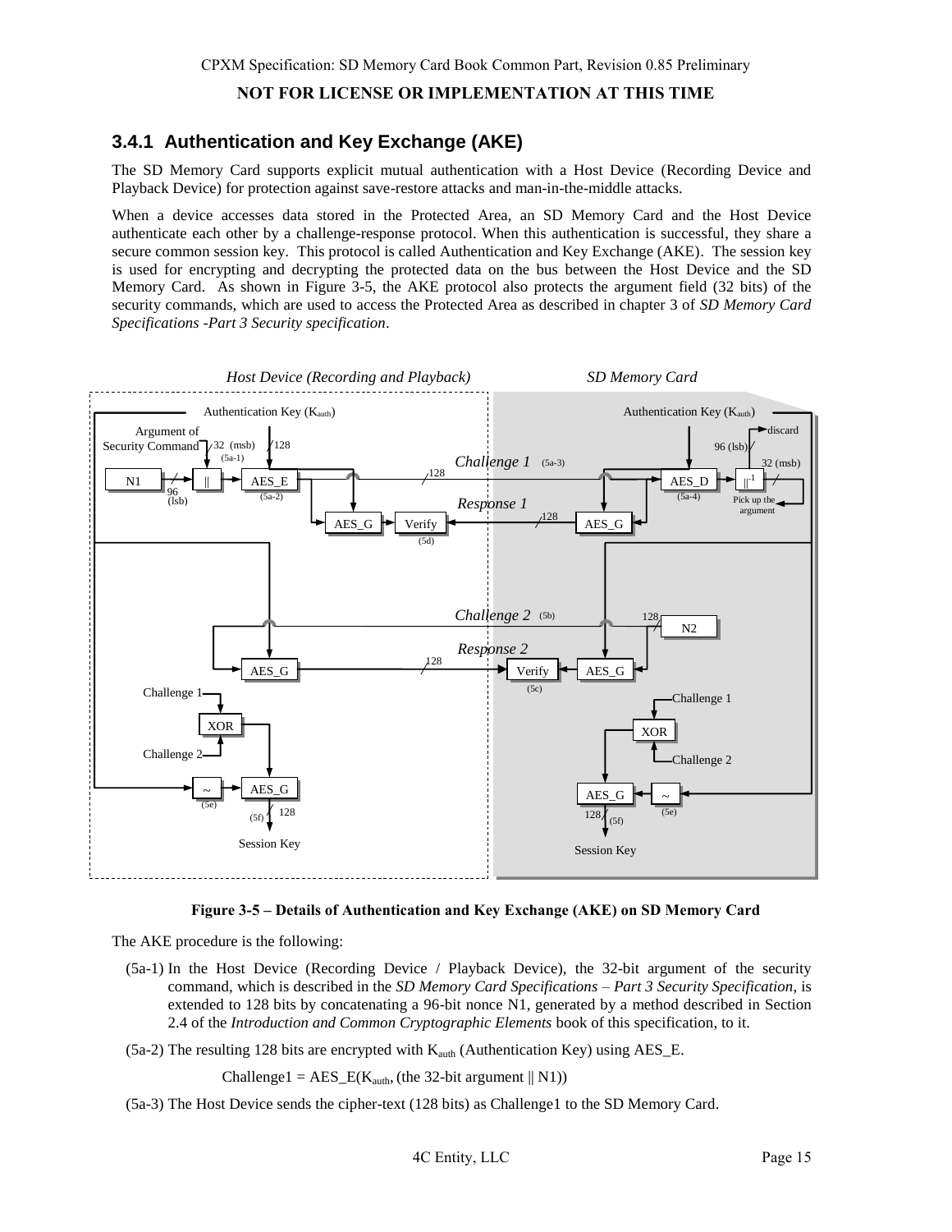### 3.4.1 Authentication and Key Exchange (AKE)

The SD Memory Card supports explicit mutual authentication with a Host Device (Recording Device and Playback Device) for protection against save-restore attacks and man-in-the-middle attacks.

When a device accesses data stored in the Protected Area, an SD Memory Card and the Host Device authenticate each other by a challenge-response protocol. When this authentication is successful, they share a secure common session key. This protocol is called Authentication and Key Exchange (AKE). The session key is used for encrypting and decrypting the protected data on the bus between the Host Device and the SD Memory Card. As shown in Figure 3-5, the AKE protocol also protects the argument field (32 bits) of the security commands, which are used to access the Protected Area as described in chapter 3 of *SD Memory Card Specifications -Part 3 Security specification*.

**Figure 3-5 – Details of Authentication and Key Exchange (AKE) on SD Memory Card**

The AKE procedure is the following:

(5a-1) In the Host Device (Recording Device / Playback Device), the 32-bit argument of the security command, which is described in the *SD Memory Card Specifications – Part 3 Security Specification*, is extended to 128 bits by concatenating a 96-bit nonce N1, generated by a method described in Section 2.4 of the *Introduction and Common Cryptographic Elements* book of this specification, to it.

(5a-2) The resulting 128 bits are encrypted with $K_{auth}$ (Authentication Key) using AES_E.

$$\text{Challenge1} = \text{AES\_E}(K_{auth}, (\text{the 32-bit argument} \parallel \text{N1}))$$

(5a-3) The Host Device sends the cipher-text (128 bits) as Challenge1 to the SD Memory Card.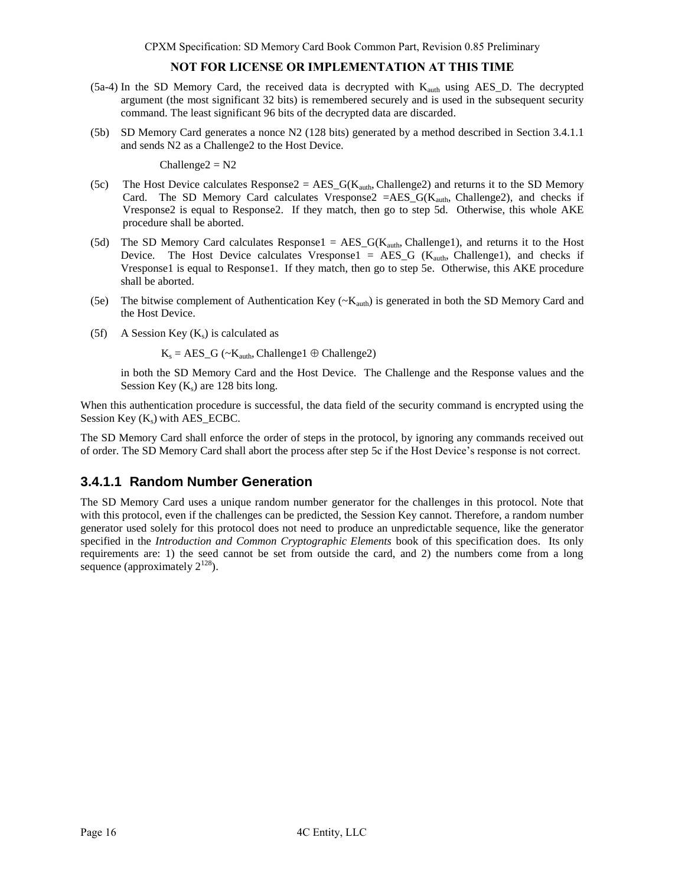(5a-4) In the SD Memory Card, the received data is decrypted with $K_{auth}$ using AES_D. The decrypted argument (the most significant 32 bits) is remembered securely and is used in the subsequent security command. The least significant 96 bits of the decrypted data are discarded.

(5b) SD Memory Card generates a nonce N2 (128 bits) generated by a method described in Section 3.4.1.1 and sends N2 as a Challenge2 to the Host Device.

Challenge2 = N2

(5c) The Host Device calculates Response2 = AES_G($K_{auth}$, Challenge2) and returns it to the SD Memory Card. The SD Memory Card calculates Vresponse2 =AES_G($K_{auth}$, Challenge2), and checks if Vresponse2 is equal to Response2. If they match, then go to step 5d. Otherwise, this whole AKE procedure shall be aborted.

(5d) The SD Memory Card calculates Response1 = AES_G($K_{auth}$, Challenge1), and returns it to the Host Device. The Host Device calculates Vresponse1 = AES_G ($K_{auth}$, Challenge1), and checks if Vresponse1 is equal to Response1. If they match, then go to step 5e. Otherwise, this AKE procedure shall be aborted.

(5e) The bitwise complement of Authentication Key ($\sim K_{auth}$) is generated in both the SD Memory Card and the Host Device.

(5f) A Session Key ($K_s$) is calculated as

$$K_s = \text{AES\_G}(\sim K_{auth}, \text{Challenge1} \oplus \text{Challenge2})$$

in both the SD Memory Card and the Host Device. The Challenge and the Response values and the Session Key ($K_s$) are 128 bits long.

When this authentication procedure is successful, the data field of the security command is encrypted using the Session Key ($K_s$) with AES_ECBC.

The SD Memory Card shall enforce the order of steps in the protocol, by ignoring any commands received out of order. The SD Memory Card shall abort the process after step 5c if the Host Device's response is not correct.

### 3.4.1.1 Random Number Generation

The SD Memory Card uses a unique random number generator for the challenges in this protocol. Note that with this protocol, even if the challenges can be predicted, the Session Key cannot. Therefore, a random number generator used solely for this protocol does not need to produce an unpredictable sequence, like the generator specified in the *Introduction and Common Cryptographic Elements* book of this specification does. Its only requirements are: 1) the seed cannot be set from outside the card, and 2) the numbers come from a long sequence (approximately $2^{128}$).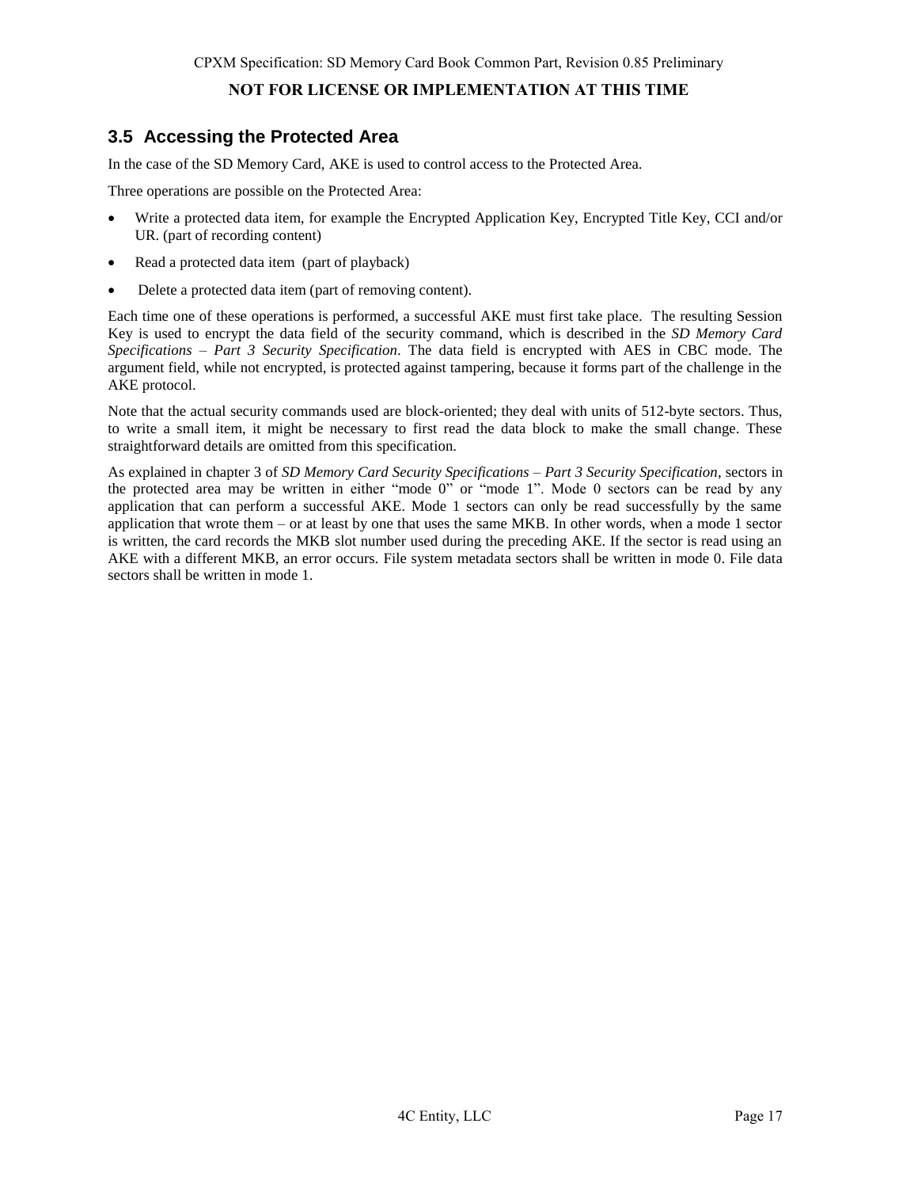## 3.5 Accessing the Protected Area

In the case of the SD Memory Card, AKE is used to control access to the Protected Area.

Three operations are possible on the Protected Area:

- Write a protected data item, for example the Encrypted Application Key, Encrypted Title Key, CCI and/or UR. (part of recording content)
- Read a protected data item (part of playback)
- Delete a protected data item (part of removing content).

Each time one of these operations is performed, a successful AKE must first take place. The resulting Session Key is used to encrypt the data field of the security command, which is described in the *SD Memory Card Specifications – Part 3 Security Specification*. The data field is encrypted with AES in CBC mode. The argument field, while not encrypted, is protected against tampering, because it forms part of the challenge in the AKE protocol.

Note that the actual security commands used are block-oriented; they deal with units of 512-byte sectors. Thus, to write a small item, it might be necessary to first read the data block to make the small change. These straightforward details are omitted from this specification.

As explained in chapter 3 of *SD Memory Card Security Specifications – Part 3 Security Specification*, sectors in the protected area may be written in either "mode 0" or "mode 1". Mode 0 sectors can be read by any application that can perform a successful AKE. Mode 1 sectors can only be read successfully by the same application that wrote them – or at least by one that uses the same MKB. In other words, when a mode 1 sector is written, the card records the MKB slot number used during the preceding AKE. If the sector is read using an AKE with a different MKB, an error occurs. File system metadata sectors shall be written in mode 0. File data sectors shall be written in mode 1.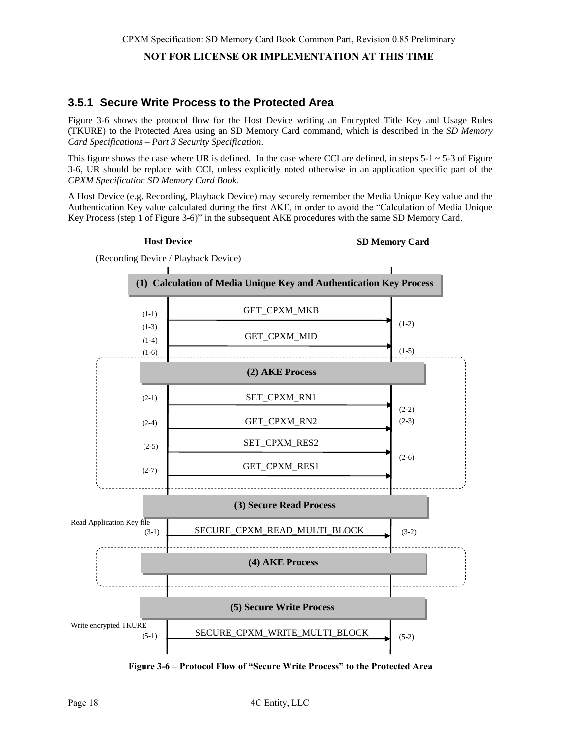### 3.5.1 Secure Write Process to the Protected Area

Figure 3-6 shows the protocol flow for the Host Device writing an Encrypted Title Key and Usage Rules (TKURE) to the Protected Area using an SD Memory Card command, which is described in the *SD Memory Card Specifications – Part 3 Security Specification*.

This figure shows the case where UR is defined. In the case where CCI are defined, in steps 5-1 ~ 5-3 of Figure 3-6, UR should be replace with CCI, unless explicitly noted otherwise in an application specific part of the *CPXM Specification SD Memory Card Book*.

A Host Device (e.g. Recording, Playback Device) may securely remember the Media Unique Key value and the Authentication Key value calculated during the first AKE, in order to avoid the "Calculation of Media Unique Key Process (step 1 of Figure 3-6)" in the subsequent AKE procedures with the same SD Memory Card.

**Host Device** (Recording Device / Playback Device) — **SD Memory Card**

**(1) Calculation of Media Unique Key and Authentication Key Process**

- (1-1) GET_CPXM_MKB (1-2)
- (1-3) (1-4) GET_CPXM_MID (1-5)
- (1-6)

**(2) AKE Process**

- (2-1) SET_CPXM_RN1 (2-2)
- (2-4) GET_CPXM_RN2 (2-3)
- (2-5) SET_CPXM_RES2 (2-6)
- (2-7) GET_CPXM_RES1

**(3) Secure Read Process**

- Read Application Key file (3-1) SECURE_CPXM_READ_MULTI_BLOCK (3-2)

**(4) AKE Process**

**(5) Secure Write Process**

- Write encrypted TKURE (5-1) SECURE_CPXM_WRITE_MULTI_BLOCK (5-2)

**Figure 3-6 – Protocol Flow of "Secure Write Process" to the Protected Area**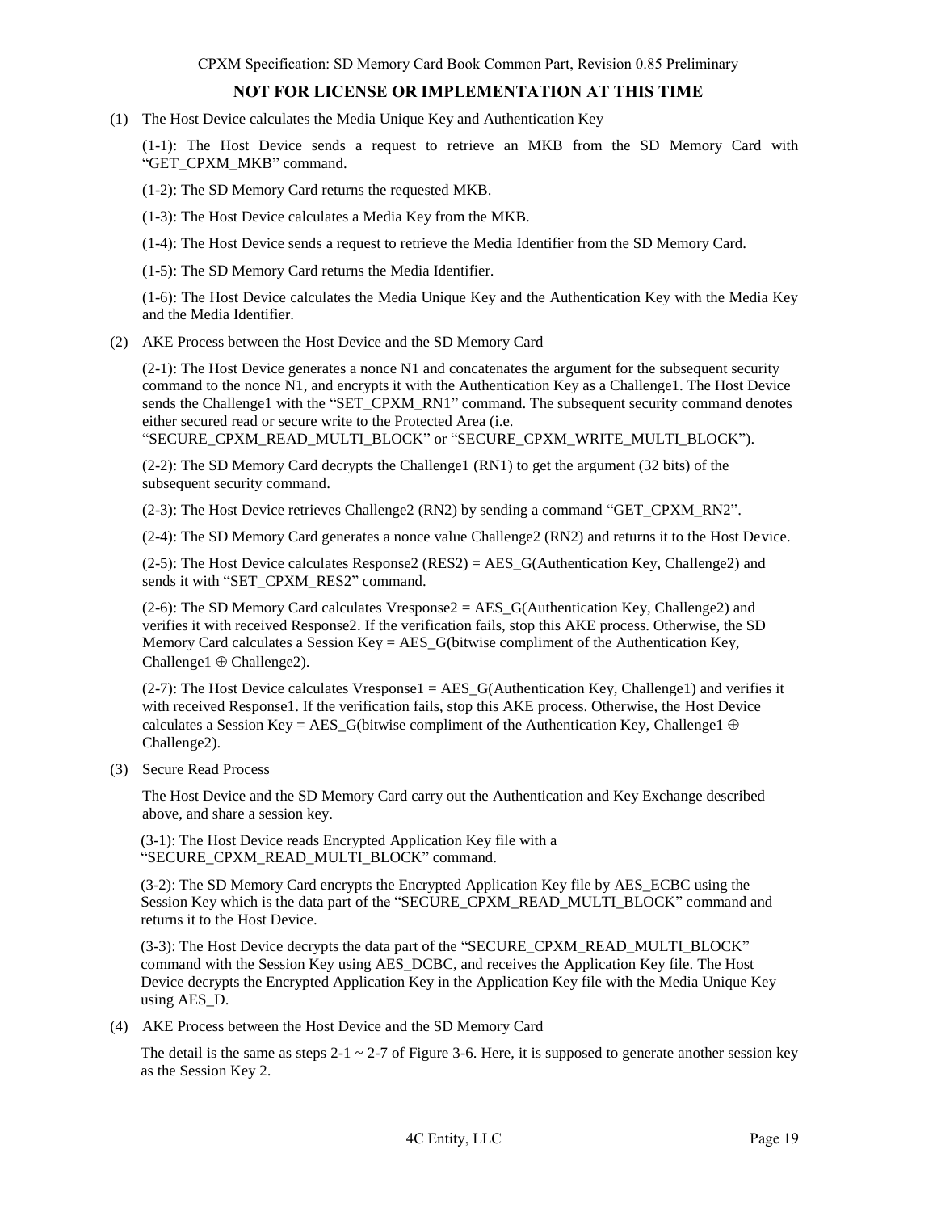**NOT FOR LICENSE OR IMPLEMENTATION AT THIS TIME**

(1) The Host Device calculates the Media Unique Key and Authentication Key

(1-1): The Host Device sends a request to retrieve an MKB from the SD Memory Card with "GET_CPXM_MKB" command.

(1-2): The SD Memory Card returns the requested MKB.

(1-3): The Host Device calculates a Media Key from the MKB.

(1-4): The Host Device sends a request to retrieve the Media Identifier from the SD Memory Card.

(1-5): The SD Memory Card returns the Media Identifier.

(1-6): The Host Device calculates the Media Unique Key and the Authentication Key with the Media Key and the Media Identifier.

(2) AKE Process between the Host Device and the SD Memory Card

(2-1): The Host Device generates a nonce N1 and concatenates the argument for the subsequent security command to the nonce N1, and encrypts it with the Authentication Key as a Challenge1. The Host Device sends the Challenge1 with the "SET_CPXM_RN1" command. The subsequent security command denotes either secured read or secure write to the Protected Area (i.e. "SECURE_CPXM_READ_MULTI_BLOCK" or "SECURE_CPXM_WRITE_MULTI_BLOCK").

(2-2): The SD Memory Card decrypts the Challenge1 (RN1) to get the argument (32 bits) of the subsequent security command.

(2-3): The Host Device retrieves Challenge2 (RN2) by sending a command "GET_CPXM_RN2".

(2-4): The SD Memory Card generates a nonce value Challenge2 (RN2) and returns it to the Host Device.

(2-5): The Host Device calculates Response2 (RES2) = AES_G(Authentication Key, Challenge2) and sends it with "SET_CPXM_RES2" command.

(2-6): The SD Memory Card calculates Vresponse2 = AES_G(Authentication Key, Challenge2) and verifies it with received Response2. If the verification fails, stop this AKE process. Otherwise, the SD Memory Card calculates a Session Key = AES_G(bitwise compliment of the Authentication Key, Challenge1 $\oplus$ Challenge2).

(2-7): The Host Device calculates Vresponse1 = AES_G(Authentication Key, Challenge1) and verifies it with received Response1. If the verification fails, stop this AKE process. Otherwise, the Host Device calculates a Session Key = AES_G(bitwise compliment of the Authentication Key, Challenge1 $\oplus$ Challenge2).

(3) Secure Read Process

The Host Device and the SD Memory Card carry out the Authentication and Key Exchange described above, and share a session key.

(3-1): The Host Device reads Encrypted Application Key file with a "SECURE_CPXM_READ_MULTI_BLOCK" command.

(3-2): The SD Memory Card encrypts the Encrypted Application Key file by AES_ECBC using the Session Key which is the data part of the "SECURE_CPXM_READ_MULTI_BLOCK" command and returns it to the Host Device.

(3-3): The Host Device decrypts the data part of the "SECURE_CPXM_READ_MULTI_BLOCK" command with the Session Key using AES_DCBC, and receives the Application Key file. The Host Device decrypts the Encrypted Application Key in the Application Key file with the Media Unique Key using AES_D.

(4) AKE Process between the Host Device and the SD Memory Card

The detail is the same as steps 2-1 ~ 2-7 of Figure 3-6. Here, it is supposed to generate another session key as the Session Key 2.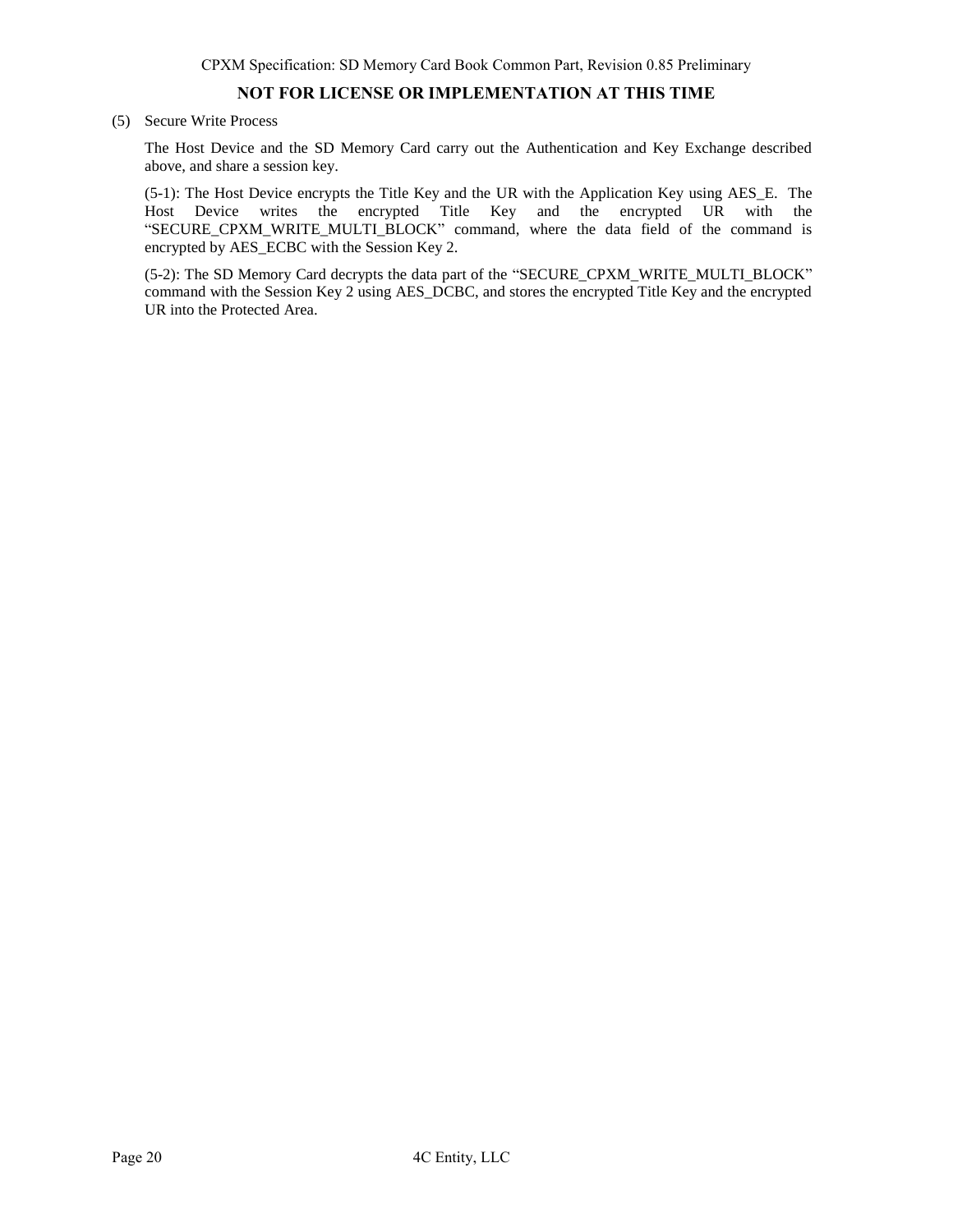(5) Secure Write Process

The Host Device and the SD Memory Card carry out the Authentication and Key Exchange described above, and share a session key.

(5-1): The Host Device encrypts the Title Key and the UR with the Application Key using AES_E. The Host Device writes the encrypted Title Key and the encrypted UR with the "SECURE_CPXM_WRITE_MULTI_BLOCK" command, where the data field of the command is encrypted by AES_ECBC with the Session Key 2.

(5-2): The SD Memory Card decrypts the data part of the "SECURE_CPXM_WRITE_MULTI_BLOCK" command with the Session Key 2 using AES_DCBC, and stores the encrypted Title Key and the encrypted UR into the Protected Area.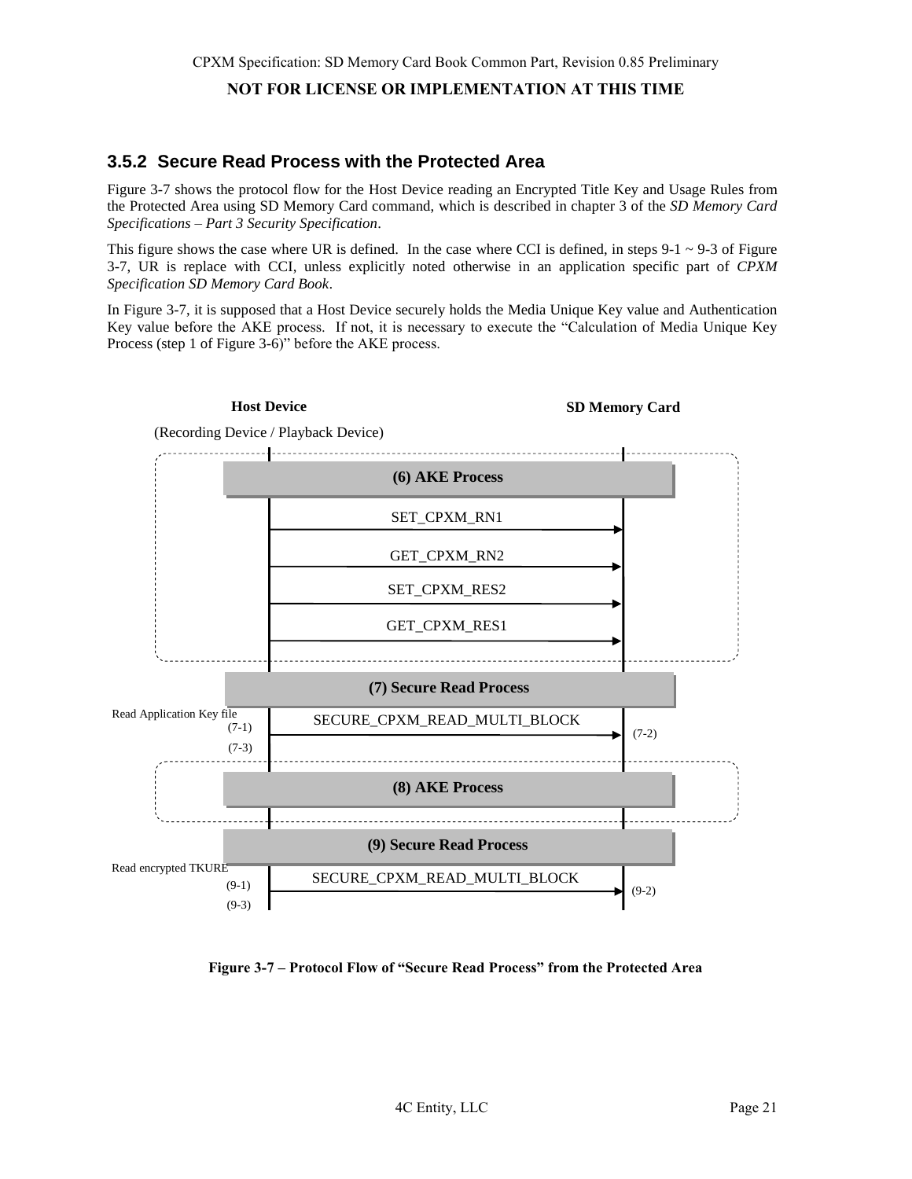### 3.5.2 Secure Read Process with the Protected Area

Figure 3-7 shows the protocol flow for the Host Device reading an Encrypted Title Key and Usage Rules from the Protected Area using SD Memory Card command, which is described in chapter 3 of the *SD Memory Card Specifications – Part 3 Security Specification*.

This figure shows the case where UR is defined. In the case where CCI is defined, in steps 9-1 ~ 9-3 of Figure 3-7, UR is replace with CCI, unless explicitly noted otherwise in an application specific part of *CPXM Specification SD Memory Card Book*.

In Figure 3-7, it is supposed that a Host Device securely holds the Media Unique Key value and Authentication Key value before the AKE process. If not, it is necessary to execute the "Calculation of Media Unique Key Process (step 1 of Figure 3-6)" before the AKE process.

Host Device

(Recording Device / Playback Device)

SD Memory Card

(6) AKE Process

SET_CPXM_RN1

GET_CPXM_RN2

SET_CPXM_RES2

GET_CPXM_RES1

(7) Secure Read Process

Read Application Key file

(7-1)

(7-3)

SECURE_CPXM_READ_MULTI_BLOCK

(7-2)

(8) AKE Process

(9) Secure Read Process

Read encrypted TKURE

(9-1)

(9-3)

SECURE_CPXM_READ_MULTI_BLOCK

(9-2)

**Figure 3-7 – Protocol Flow of "Secure Read Process" from the Protected Area**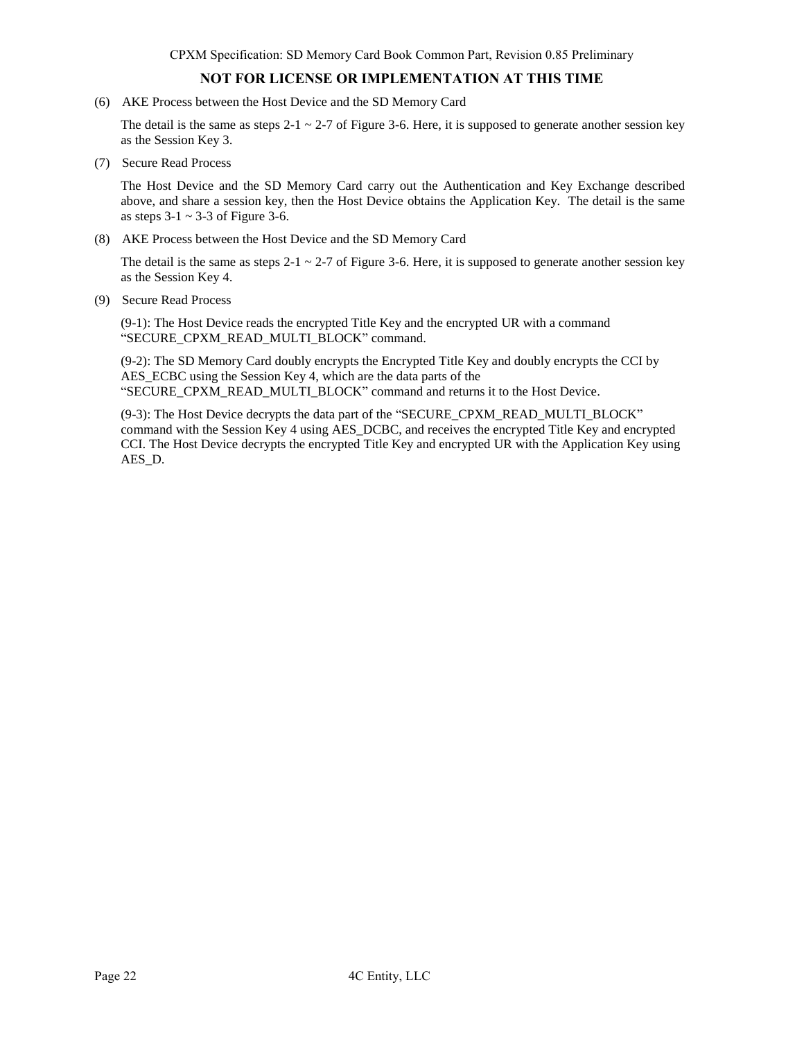(6) AKE Process between the Host Device and the SD Memory Card

The detail is the same as steps 2-1 ~ 2-7 of Figure 3-6. Here, it is supposed to generate another session key as the Session Key 3.

(7) Secure Read Process

The Host Device and the SD Memory Card carry out the Authentication and Key Exchange described above, and share a session key, then the Host Device obtains the Application Key. The detail is the same as steps 3-1 ~ 3-3 of Figure 3-6.

(8) AKE Process between the Host Device and the SD Memory Card

The detail is the same as steps 2-1 ~ 2-7 of Figure 3-6. Here, it is supposed to generate another session key as the Session Key 4.

(9) Secure Read Process

(9-1): The Host Device reads the encrypted Title Key and the encrypted UR with a command "SECURE_CPXM_READ_MULTI_BLOCK" command.

(9-2): The SD Memory Card doubly encrypts the Encrypted Title Key and doubly encrypts the CCI by AES_ECBC using the Session Key 4, which are the data parts of the "SECURE_CPXM_READ_MULTI_BLOCK" command and returns it to the Host Device.

(9-3): The Host Device decrypts the data part of the "SECURE_CPXM_READ_MULTI_BLOCK" command with the Session Key 4 using AES_DCBC, and receives the encrypted Title Key and encrypted CCI. The Host Device decrypts the encrypted Title Key and encrypted UR with the Application Key using AES_D.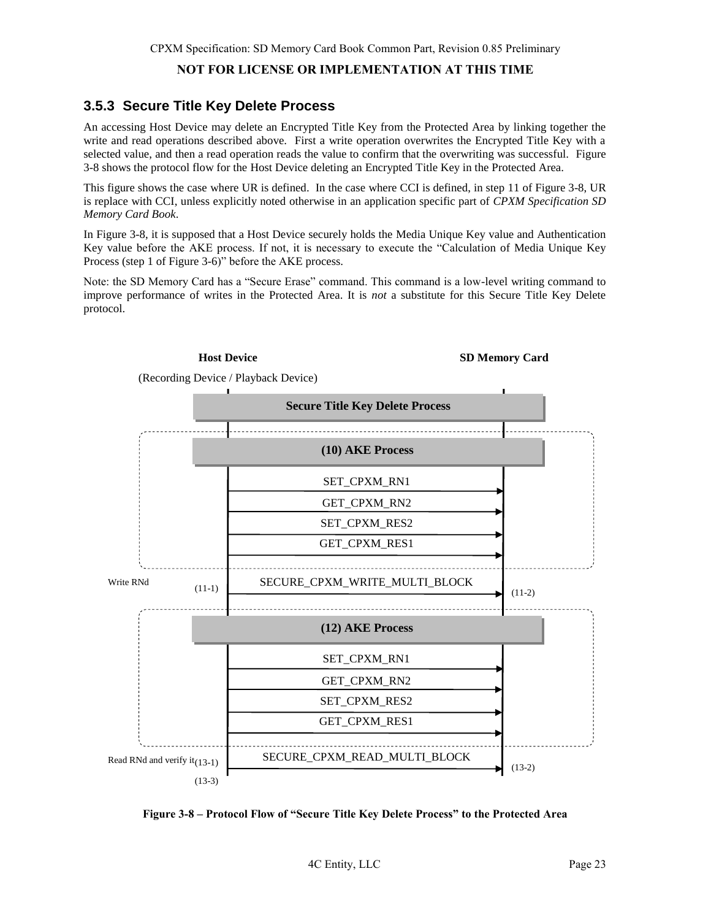### 3.5.3 Secure Title Key Delete Process

An accessing Host Device may delete an Encrypted Title Key from the Protected Area by linking together the write and read operations described above. First a write operation overwrites the Encrypted Title Key with a selected value, and then a read operation reads the value to confirm that the overwriting was successful. Figure 3-8 shows the protocol flow for the Host Device deleting an Encrypted Title Key in the Protected Area.

This figure shows the case where UR is defined. In the case where CCI is defined, in step 11 of Figure 3-8, UR is replace with CCI, unless explicitly noted otherwise in an application specific part of *CPXM Specification SD Memory Card Book*.

In Figure 3-8, it is supposed that a Host Device securely holds the Media Unique Key value and Authentication Key value before the AKE process. If not, it is necessary to execute the "Calculation of Media Unique Key Process (step 1 of Figure 3-6)" before the AKE process.

Note: the SD Memory Card has a "Secure Erase" command. This command is a low-level writing command to improve performance of writes in the Protected Area. It is *not* a substitute for this Secure Title Key Delete protocol.

**Host Device** (Recording Device / Playback Device) — **SD Memory Card**

**Secure Title Key Delete Process**

**(10) AKE Process**
- SET_CPXM_RN1
- GET_CPXM_RN2
- SET_CPXM_RES2
- GET_CPXM_RES1

Write RNd (11-1) SECURE_CPXM_WRITE_MULTI_BLOCK (11-2)

**(12) AKE Process**
- SET_CPXM_RN1
- GET_CPXM_RN2
- SET_CPXM_RES2
- GET_CPXM_RES1

Read RNd and verify it (13-1) SECURE_CPXM_READ_MULTI_BLOCK (13-2)

(13-3)

**Figure 3-8 – Protocol Flow of "Secure Title Key Delete Process" to the Protected Area**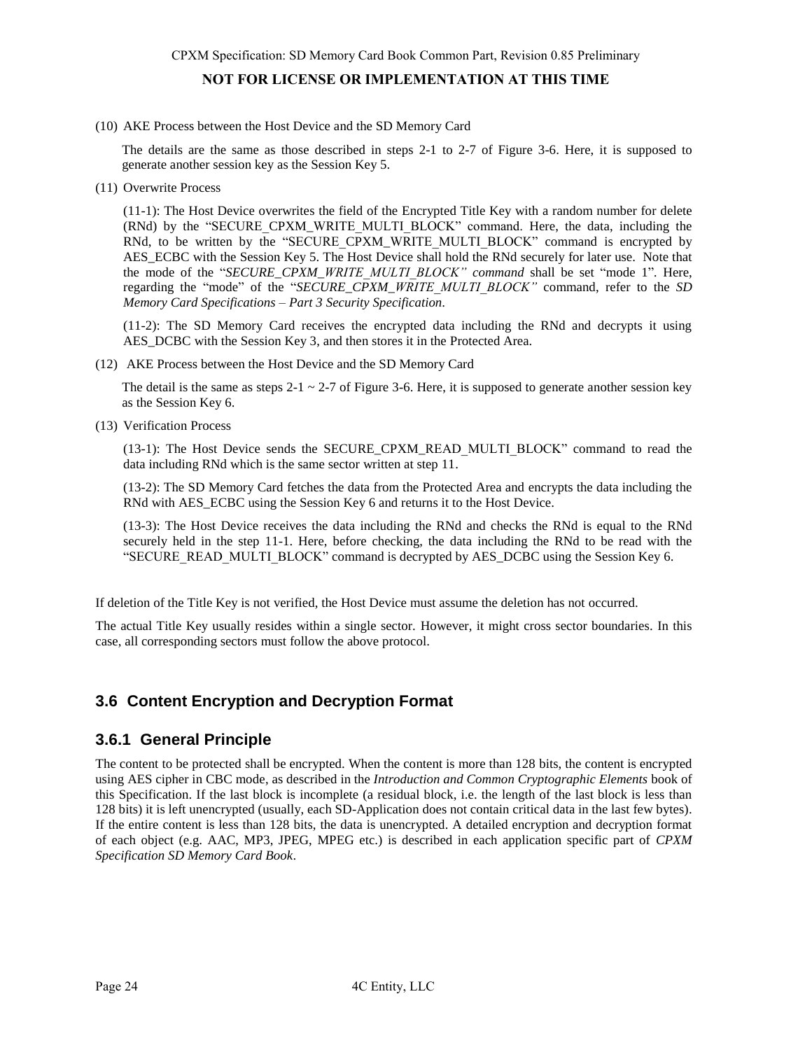(10) AKE Process between the Host Device and the SD Memory Card

The details are the same as those described in steps 2-1 to 2-7 of Figure 3-6. Here, it is supposed to generate another session key as the Session Key 5.

(11) Overwrite Process

(11-1): The Host Device overwrites the field of the Encrypted Title Key with a random number for delete (RNd) by the "SECURE_CPXM_WRITE_MULTI_BLOCK" command. Here, the data, including the RNd, to be written by the "SECURE_CPXM_WRITE_MULTI_BLOCK" command is encrypted by AES_ECBC with the Session Key 5. The Host Device shall hold the RNd securely for later use. Note that the mode of the "*SECURE_CPXM_WRITE_MULTI_BLOCK" command* shall be set "mode 1". Here, regarding the "mode" of the "*SECURE_CPXM_WRITE_MULTI_BLOCK"* command, refer to the *SD Memory Card Specifications – Part 3 Security Specification*.

(11-2): The SD Memory Card receives the encrypted data including the RNd and decrypts it using AES_DCBC with the Session Key 3, and then stores it in the Protected Area.

(12) AKE Process between the Host Device and the SD Memory Card

The detail is the same as steps 2-1 ~ 2-7 of Figure 3-6. Here, it is supposed to generate another session key as the Session Key 6.

(13) Verification Process

(13-1): The Host Device sends the SECURE_CPXM_READ_MULTI_BLOCK" command to read the data including RNd which is the same sector written at step 11.

(13-2): The SD Memory Card fetches the data from the Protected Area and encrypts the data including the RNd with AES_ECBC using the Session Key 6 and returns it to the Host Device.

(13-3): The Host Device receives the data including the RNd and checks the RNd is equal to the RNd securely held in the step 11-1. Here, before checking, the data including the RNd to be read with the "SECURE_READ_MULTI_BLOCK" command is decrypted by AES_DCBC using the Session Key 6.

If deletion of the Title Key is not verified, the Host Device must assume the deletion has not occurred.

The actual Title Key usually resides within a single sector. However, it might cross sector boundaries. In this case, all corresponding sectors must follow the above protocol.

## 3.6 Content Encryption and Decryption Format

### 3.6.1 General Principle

The content to be protected shall be encrypted. When the content is more than 128 bits, the content is encrypted using AES cipher in CBC mode, as described in the *Introduction and Common Cryptographic Elements* book of this Specification. If the last block is incomplete (a residual block, i.e. the length of the last block is less than 128 bits) it is left unencrypted (usually, each SD-Application does not contain critical data in the last few bytes). If the entire content is less than 128 bits, the data is unencrypted. A detailed encryption and decryption format of each object (e.g. AAC, MP3, JPEG, MPEG etc.) is described in each application specific part of *CPXM Specification SD Memory Card Book*.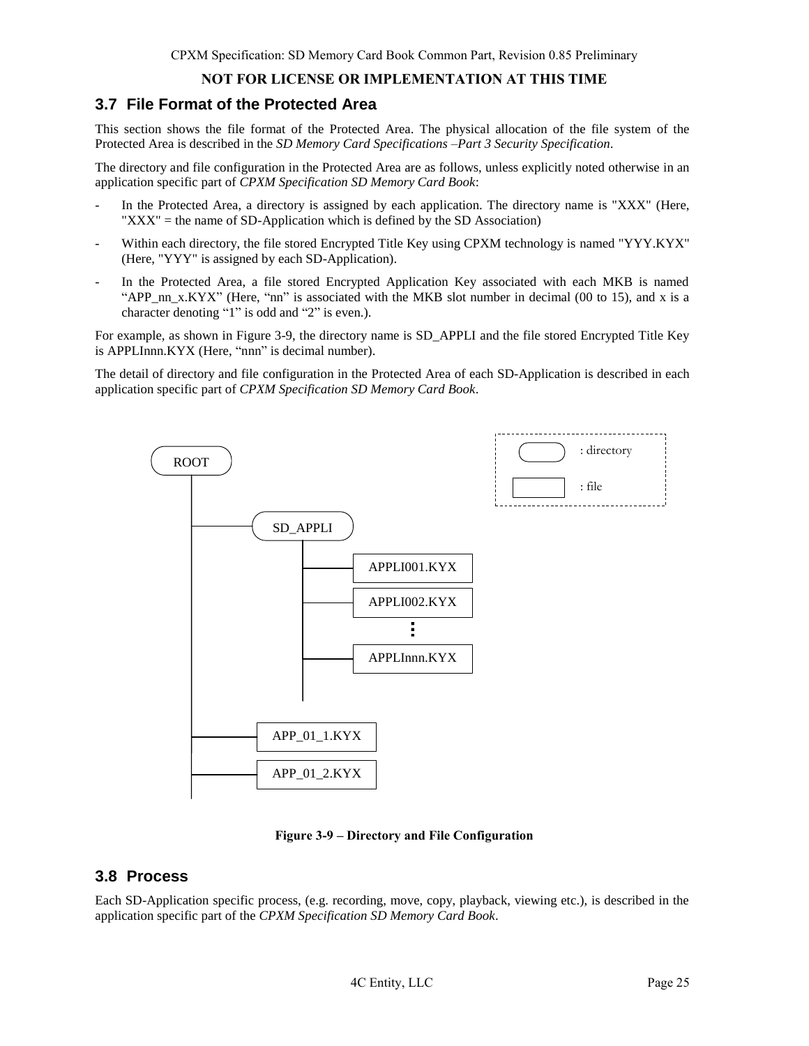**NOT FOR LICENSE OR IMPLEMENTATION AT THIS TIME**

## 3.7 File Format of the Protected Area

This section shows the file format of the Protected Area. The physical allocation of the file system of the Protected Area is described in the *SD Memory Card Specifications –Part 3 Security Specification*.

The directory and file configuration in the Protected Area are as follows, unless explicitly noted otherwise in an application specific part of *CPXM Specification SD Memory Card Book*:

- In the Protected Area, a directory is assigned by each application. The directory name is "XXX" (Here, "XXX" = the name of SD-Application which is defined by the SD Association)
- Within each directory, the file stored Encrypted Title Key using CPXM technology is named "YYY.KYX" (Here, "YYY" is assigned by each SD-Application).
- In the Protected Area, a file stored Encrypted Application Key associated with each MKB is named "APP_nn_x.KYX" (Here, "nn" is associated with the MKB slot number in decimal (00 to 15), and x is a character denoting "1" is odd and "2" is even.).

For example, as shown in Figure 3-9, the directory name is SD_APPLI and the file stored Encrypted Title Key is APPLInnn.KYX (Here, "nnn" is decimal number).

The detail of directory and file configuration in the Protected Area of each SD-Application is described in each application specific part of *CPXM Specification SD Memory Card Book*.

```
ROOT
├── SD_APPLI
│   ├── APPLI001.KYX
│   ├── APPLI002.KYX
│   │   ⋮
│   └── APPLInnn.KYX
├── APP_01_1.KYX
└── APP_01_2.KYX

Legend: (rounded box) : directory   (rectangle) : file
```

**Figure 3-9 – Directory and File Configuration**

## 3.8 Process

Each SD-Application specific process, (e.g. recording, move, copy, playback, viewing etc.), is described in the application specific part of the *CPXM Specification SD Memory Card Book*.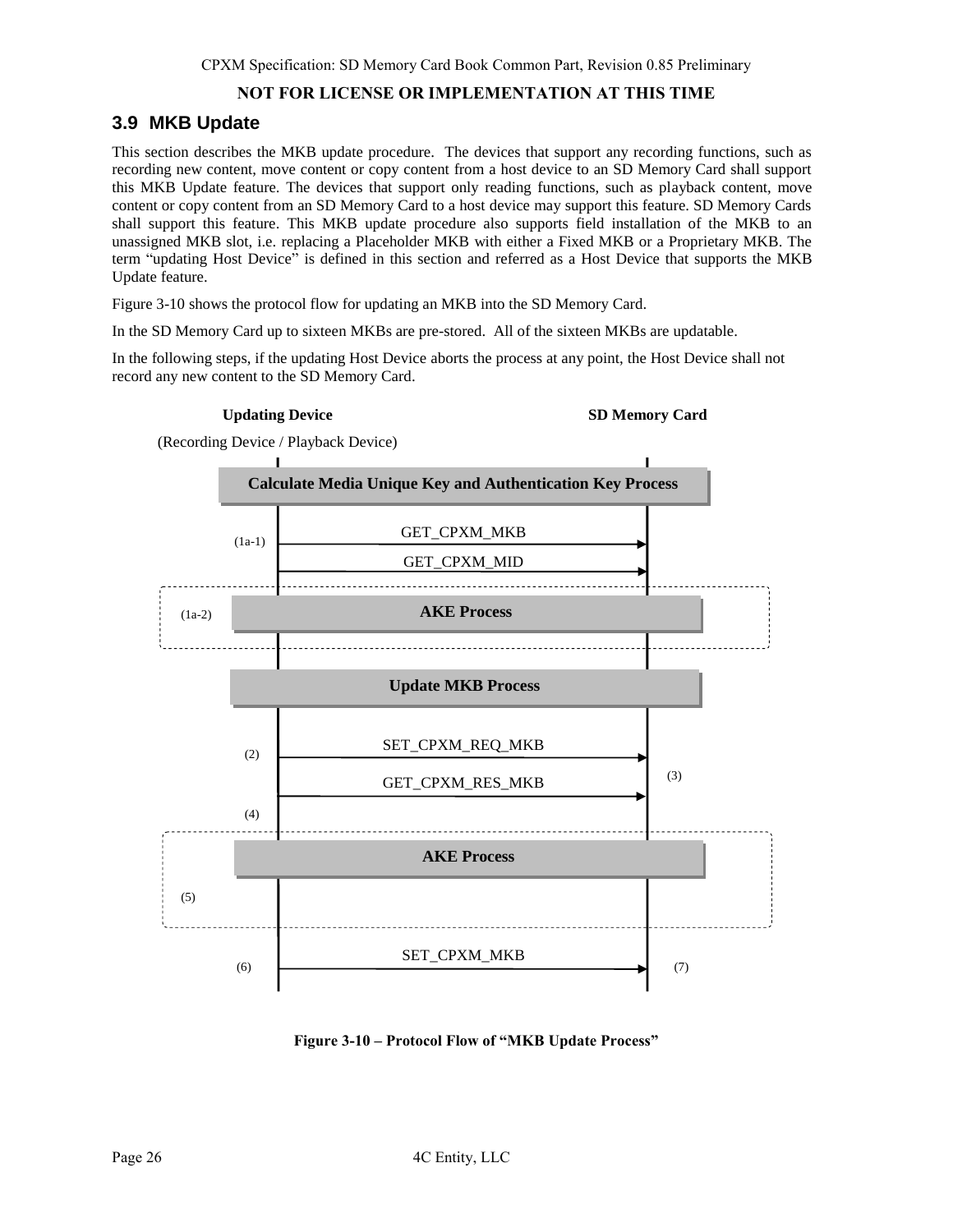**NOT FOR LICENSE OR IMPLEMENTATION AT THIS TIME**

## 3.9 MKB Update

This section describes the MKB update procedure. The devices that support any recording functions, such as recording new content, move content or copy content from a host device to an SD Memory Card shall support this MKB Update feature. The devices that support only reading functions, such as playback content, move content or copy content from an SD Memory Card to a host device may support this feature. SD Memory Cards shall support this feature. This MKB update procedure also supports field installation of the MKB to an unassigned MKB slot, i.e. replacing a Placeholder MKB with either a Fixed MKB or a Proprietary MKB. The term "updating Host Device" is defined in this section and referred as a Host Device that supports the MKB Update feature.

Figure 3-10 shows the protocol flow for updating an MKB into the SD Memory Card.

In the SD Memory Card up to sixteen MKBs are pre-stored. All of the sixteen MKBs are updatable.

In the following steps, if the updating Host Device aborts the process at any point, the Host Device shall not record any new content to the SD Memory Card.

Updating Device (Recording Device / Playback Device) — SD Memory Card

Calculate Media Unique Key and Authentication Key Process

(1a-1) GET_CPXM_MKB

GET_CPXM_MID

(1a-2) AKE Process

Update MKB Process

(2) SET_CPXM_REQ_MKB

GET_CPXM_RES_MKB (3)

(4)

(5) AKE Process

(6) SET_CPXM_MKB (7)

**Figure 3-10 – Protocol Flow of "MKB Update Process"**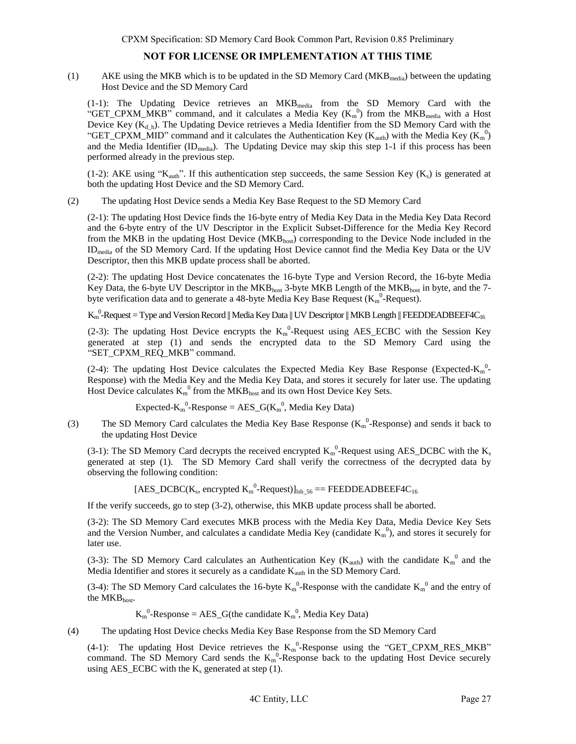**NOT FOR LICENSE OR IMPLEMENTATION AT THIS TIME**

(1) AKE using the MKB which is to be updated in the SD Memory Card ($MKB_{media}$) between the updating Host Device and the SD Memory Card

(1-1): The Updating Device retrieves an $MKB_{media}$ from the SD Memory Card with the "GET_CPXM_MKB" command, and it calculates a Media Key ($K_m^0$) from the $MKB_{media}$ with a Host Device Key ($K_{d\_h}$). The Updating Device retrieves a Media Identifier from the SD Memory Card with the "GET_CPXM_MID" command and it calculates the Authentication Key ($K_{auth}$) with the Media Key ($K_m^0$) and the Media Identifier ($ID_{media}$). The Updating Device may skip this step 1-1 if this process has been performed already in the previous step.

(1-2): AKE using "$K_{auth}$". If this authentication step succeeds, the same Session Key ($K_s$) is generated at both the updating Host Device and the SD Memory Card.

(2) The updating Host Device sends a Media Key Base Request to the SD Memory Card

(2-1): The updating Host Device finds the 16-byte entry of Media Key Data in the Media Key Data Record and the 6-byte entry of the UV Descriptor in the Explicit Subset-Difference for the Media Key Record from the MKB in the updating Host Device ($MKB_{host}$) corresponding to the Device Node included in the $ID_{media}$ of the SD Memory Card. If the updating Host Device cannot find the Media Key Data or the UV Descriptor, then this MKB update process shall be aborted.

(2-2): The updating Host Device concatenates the 16-byte Type and Version Record, the 16-byte Media Key Data, the 6-byte UV Descriptor in the $MKB_{host}$ 3-byte MKB Length of the $MKB_{host}$ in byte, and the 7-byte verification data and to generate a 48-byte Media Key Base Request ($K_m^0$-Request).

$K_m^0$-Request = Type and Version Record || Media Key Data || UV Descriptor || MKB Length || $FEEDDEADBEEF4C_{16}$

(2-3): The updating Host Device encrypts the $K_m^0$-Request using AES_ECBC with the Session Key generated at step (1) and sends the encrypted data to the SD Memory Card using the "SET_CPXM_REQ_MKB" command.

(2-4): The updating Host Device calculates the Expected Media Key Base Response (Expected-$K_m^0$-Response) with the Media Key and the Media Key Data, and stores it securely for later use. The updating Host Device calculates $K_m^0$ from the $MKB_{host}$ and its own Host Device Key Sets.

Expected-$K_m^0$-Response = AES_G($K_m^0$, Media Key Data)

(3) The SD Memory Card calculates the Media Key Base Response ($K_m^0$-Response) and sends it back to the updating Host Device

(3-1): The SD Memory Card decrypts the received encrypted $K_m^0$-Request using AES_DCBC with the $K_s$ generated at step (1). The SD Memory Card shall verify the correctness of the decrypted data by observing the following condition:

$[\text{AES\_DCBC}(K_s, \text{encrypted } K_m^0\text{-Request})]_{lsb\_56} == FEEDDEADBEEF4C_{16}$

If the verify succeeds, go to step (3-2), otherwise, this MKB update process shall be aborted.

(3-2): The SD Memory Card executes MKB process with the Media Key Data, Media Device Key Sets and the Version Number, and calculates a candidate Media Key (candidate $K_m^0$), and stores it securely for later use.

(3-3): The SD Memory Card calculates an Authentication Key ($K_{auth}$) with the candidate $K_m^0$ and the Media Identifier and stores it securely as a candidate $K_{auth}$ in the SD Memory Card.

(3-4): The SD Memory Card calculates the 16-byte $K_m^0$-Response with the candidate $K_m^0$ and the entry of the $MKB_{host}$.

$K_m^0$-Response = AES_G(the candidate $K_m^0$, Media Key Data)

(4) The updating Host Device checks Media Key Base Response from the SD Memory Card

(4-1): The updating Host Device retrieves the $K_m^0$-Response using the "GET_CPXM_RES_MKB" command. The SD Memory Card sends the $K_m^0$-Response back to the updating Host Device securely using AES_ECBC with the $K_s$ generated at step (1).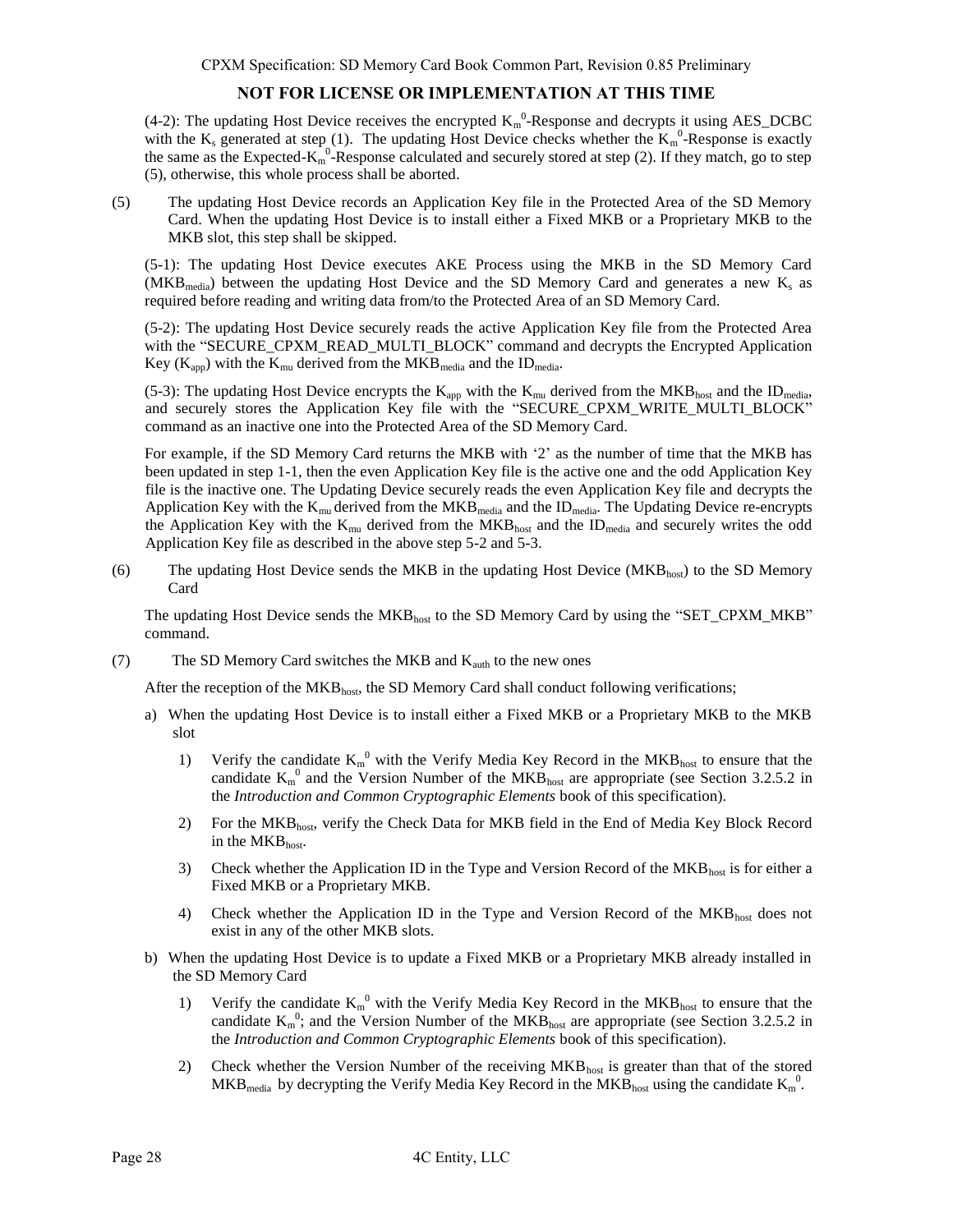(4-2): The updating Host Device receives the encrypted $K_m^0$-Response and decrypts it using AES_DCBC with the $K_s$ generated at step (1). The updating Host Device checks whether the $K_m^0$-Response is exactly the same as the Expected-$K_m^0$-Response calculated and securely stored at step (2). If they match, go to step (5), otherwise, this whole process shall be aborted.

(5) The updating Host Device records an Application Key file in the Protected Area of the SD Memory Card. When the updating Host Device is to install either a Fixed MKB or a Proprietary MKB to the MKB slot, this step shall be skipped.

(5-1): The updating Host Device executes AKE Process using the MKB in the SD Memory Card ($MKB_{media}$) between the updating Host Device and the SD Memory Card and generates a new $K_s$ as required before reading and writing data from/to the Protected Area of an SD Memory Card.

(5-2): The updating Host Device securely reads the active Application Key file from the Protected Area with the "SECURE_CPXM_READ_MULTI_BLOCK" command and decrypts the Encrypted Application Key ($K_{app}$) with the $K_{mu}$ derived from the $MKB_{media}$ and the $ID_{media}$.

(5-3): The updating Host Device encrypts the $K_{app}$ with the $K_{mu}$ derived from the $MKB_{host}$ and the $ID_{media}$, and securely stores the Application Key file with the "SECURE_CPXM_WRITE_MULTI_BLOCK" command as an inactive one into the Protected Area of the SD Memory Card.

For example, if the SD Memory Card returns the MKB with '2' as the number of time that the MKB has been updated in step 1-1, then the even Application Key file is the active one and the odd Application Key file is the inactive one. The Updating Device securely reads the even Application Key file and decrypts the Application Key with the $K_{mu}$ derived from the $MKB_{media}$ and the $ID_{media}$. The Updating Device re-encrypts the Application Key with the $K_{mu}$ derived from the $MKB_{host}$ and the $ID_{media}$ and securely writes the odd Application Key file as described in the above step 5-2 and 5-3.

(6) The updating Host Device sends the MKB in the updating Host Device ($MKB_{host}$) to the SD Memory Card

The updating Host Device sends the $MKB_{host}$ to the SD Memory Card by using the "SET_CPXM_MKB" command.

(7) The SD Memory Card switches the MKB and $K_{auth}$ to the new ones

After the reception of the $MKB_{host}$, the SD Memory Card shall conduct following verifications;

a) When the updating Host Device is to install either a Fixed MKB or a Proprietary MKB to the MKB slot

1) Verify the candidate $K_m^0$ with the Verify Media Key Record in the $MKB_{host}$ to ensure that the candidate $K_m^0$ and the Version Number of the $MKB_{host}$ are appropriate (see Section 3.2.5.2 in the *Introduction and Common Cryptographic Elements* book of this specification).

2) For the $MKB_{host}$, verify the Check Data for MKB field in the End of Media Key Block Record in the $MKB_{host}$.

3) Check whether the Application ID in the Type and Version Record of the $MKB_{host}$ is for either a Fixed MKB or a Proprietary MKB.

4) Check whether the Application ID in the Type and Version Record of the $MKB_{host}$ does not exist in any of the other MKB slots.

b) When the updating Host Device is to update a Fixed MKB or a Proprietary MKB already installed in the SD Memory Card

1) Verify the candidate $K_m^0$ with the Verify Media Key Record in the $MKB_{host}$ to ensure that the candidate $K_m^0$; and the Version Number of the $MKB_{host}$ are appropriate (see Section 3.2.5.2 in the *Introduction and Common Cryptographic Elements* book of this specification).

2) Check whether the Version Number of the receiving $MKB_{host}$ is greater than that of the stored $MKB_{media}$ by decrypting the Verify Media Key Record in the $MKB_{host}$ using the candidate $K_m^0$.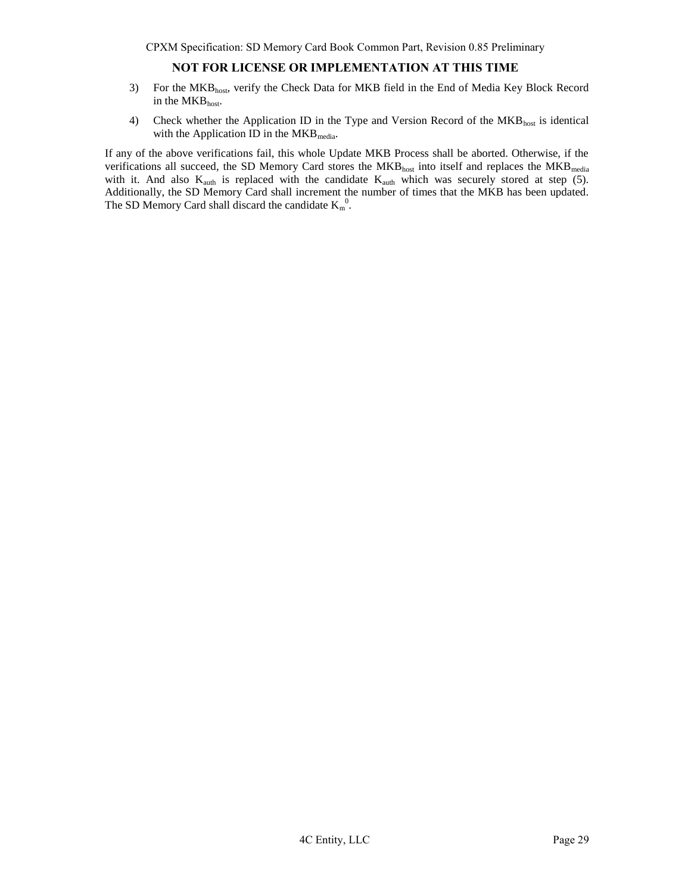3) For the $MKB_{host}$, verify the Check Data for MKB field in the End of Media Key Block Record in the $MKB_{host}$.

4) Check whether the Application ID in the Type and Version Record of the $MKB_{host}$ is identical with the Application ID in the $MKB_{media}$.

If any of the above verifications fail, this whole Update MKB Process shall be aborted. Otherwise, if the verifications all succeed, the SD Memory Card stores the $MKB_{host}$ into itself and replaces the $MKB_{media}$ with it. And also $K_{auth}$ is replaced with the candidate $K_{auth}$ which was securely stored at step (5). Additionally, the SD Memory Card shall increment the number of times that the MKB has been updated. The SD Memory Card shall discard the candidate $K_m^{0}$.